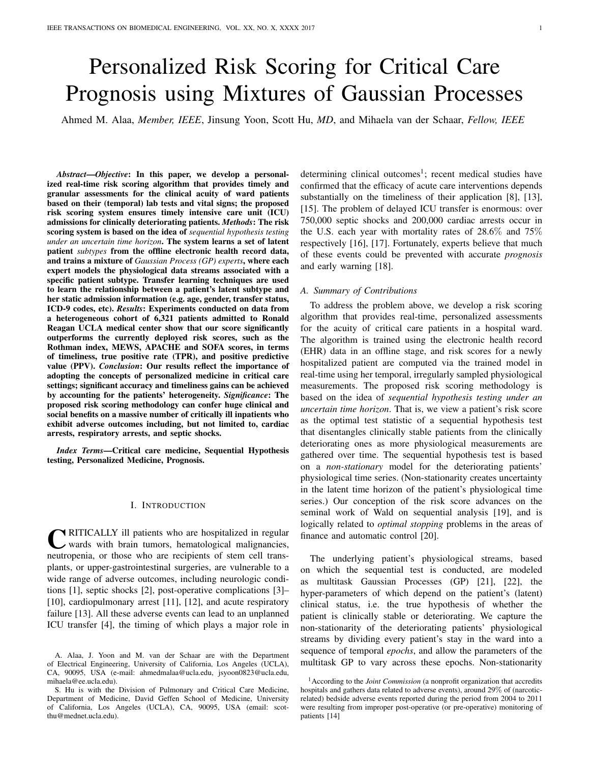# Personalized Risk Scoring for Critical Care Prognosis using Mixtures of Gaussian Processes

Ahmed M. Alaa, *Member, IEEE*, Jinsung Yoon, Scott Hu, *MD*, and Mihaela van der Schaar, *Fellow, IEEE*

***Abstract*—*Objective*: In this paper, we develop a personalized real-time risk scoring algorithm that provides timely and granular assessments for the clinical acuity of ward patients based on their (temporal) lab tests and vital signs; the proposed risk scoring system ensures timely intensive care unit (ICU) admissions for clinically deteriorating patients. *Methods*: The risk scoring system is based on the idea of *sequential hypothesis testing under an uncertain time horizon*. The system learns a set of latent patient *subtypes* from the offline electronic health record data, and trains a mixture of *Gaussian Process (GP) experts*, where each expert models the physiological data streams associated with a specific patient subtype. Transfer learning techniques are used to learn the relationship between a patient's latent subtype and her static admission information (e.g. age, gender, transfer status, ICD-9 codes, etc). *Results*: Experiments conducted on data from a heterogeneous cohort of 6,321 patients admitted to Ronald Reagan UCLA medical center show that our score significantly outperforms the currently deployed risk scores, such as the Rothman index, MEWS, APACHE and SOFA scores, in terms of timeliness, true positive rate (TPR), and positive predictive value (PPV). *Conclusion*: Our results reflect the importance of adopting the concepts of personalized medicine in critical care settings; significant accuracy and timeliness gains can be achieved by accounting for the patients' heterogeneity. *Significance*: The proposed risk scoring methodology can confer huge clinical and social benefits on a massive number of critically ill inpatients who exhibit adverse outcomes including, but not limited to, cardiac arrests, respiratory arrests, and septic shocks.**

***Index Terms*—Critical care medicine, Sequential Hypothesis testing, Personalized Medicine, Prognosis.**

## I. Introduction

CRITICALLY ill patients who are hospitalized in regular wards with brain tumors, hematological malignancies, neutropenia, or those who are recipients of stem cell transplants, or upper-gastrointestinal surgeries, are vulnerable to a wide range of adverse outcomes, including neurologic conditions [1], septic shocks [2], post-operative complications [3]–[10], cardiopulmonary arrest [11], [12], and acute respiratory failure [13]. All these adverse events can lead to an unplanned ICU transfer [4], the timing of which plays a major role in determining clinical outcomes[1]; recent medical studies have confirmed that the efficacy of acute care interventions depends substantially on the timeliness of their application [8], [13], [15]. The problem of delayed ICU transfer is enormous: over 750,000 septic shocks and 200,000 cardiac arrests occur in the U.S. each year with mortality rates of 28.6% and 75% respectively [16], [17]. Fortunately, experts believe that much of these events could be prevented with accurate *prognosis* and early warning [18].

### A. Summary of Contributions

To address the problem above, we develop a risk scoring algorithm that provides real-time, personalized assessments for the acuity of critical care patients in a hospital ward. The algorithm is trained using the electronic health record (EHR) data in an offline stage, and risk scores for a newly hospitalized patient are computed via the trained model in real-time using her temporal, irregularly sampled physiological measurements. The proposed risk scoring methodology is based on the idea of *sequential hypothesis testing under an uncertain time horizon*. That is, we view a patient's risk score as the optimal test statistic of a sequential hypothesis test that disentangles clinically stable patients from the clinically deteriorating ones as more physiological measurements are gathered over time. The sequential hypothesis test is based on a *non-stationary* model for the deteriorating patients' physiological time series. (Non-stationarity creates uncertainty in the latent time horizon of the patient's physiological time series.) Our conception of the risk score advances on the seminal work of Wald on sequential analysis [19], and is logically related to *optimal stopping* problems in the areas of finance and automatic control [20].

The underlying patient's physiological streams, based on which the sequential test is conducted, are modeled as multitask Gaussian Processes (GP) [21], [22], the hyper-parameters of which depend on the patient's (latent) clinical status, i.e. the true hypothesis of whether the patient is clinically stable or deteriorating. We capture the non-stationarity of the deteriorating patients' physiological streams by dividing every patient's stay in the ward into a sequence of temporal *epochs*, and allow the parameters of the multitask GP to vary across these epochs. Non-stationarity

A. Alaa, J. Yoon and M. van der Schaar are with the Department of Electrical Engineering, University of California, Los Angeles (UCLA), CA, 90095, USA (e-mail: ahmedmalaa@ucla.edu, jsyoon0823@ucla.edu, mihaela@ee.ucla.edu).

S. Hu is with the Division of Pulmonary and Critical Care Medicine, Department of Medicine, David Geffen School of Medicine, University of California, Los Angeles (UCLA), CA, 90095, USA (email: scotthu@mednet.ucla.edu).

[1] According to the *Joint Commission* (a nonprofit organization that accredits hospitals and gathers data related to adverse events), around 29% of (narcotic-related) bedside adverse events reported during the period from 2004 to 2011 were resulting from improper post-operative (or pre-operative) monitoring of patients [14]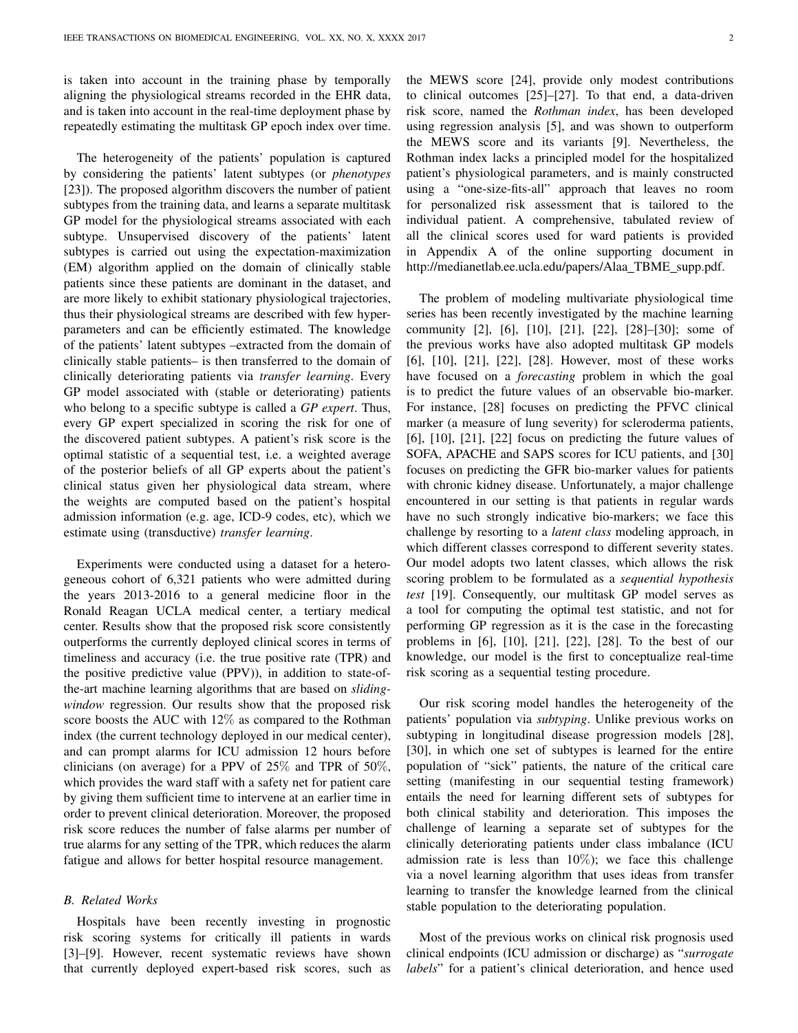is taken into account in the training phase by temporally aligning the physiological streams recorded in the EHR data, and is taken into account in the real-time deployment phase by repeatedly estimating the multitask GP epoch index over time.

The heterogeneity of the patients' population is captured by considering the patients' latent subtypes (or *phenotypes* [23]). The proposed algorithm discovers the number of patient subtypes from the training data, and learns a separate multitask GP model for the physiological streams associated with each subtype. Unsupervised discovery of the patients' latent subtypes is carried out using the expectation-maximization (EM) algorithm applied on the domain of clinically stable patients since these patients are dominant in the dataset, and are more likely to exhibit stationary physiological trajectories, thus their physiological streams are described with few hyper-parameters and can be efficiently estimated. The knowledge of the patients' latent subtypes –extracted from the domain of clinically stable patients– is then transferred to the domain of clinically deteriorating patients via *transfer learning*. Every GP model associated with (stable or deteriorating) patients who belong to a specific subtype is called a *GP expert*. Thus, every GP expert specialized in scoring the risk for one of the discovered patient subtypes. A patient's risk score is the optimal statistic of a sequential test, i.e. a weighted average of the posterior beliefs of all GP experts about the patient's clinical status given her physiological data stream, where the weights are computed based on the patient's hospital admission information (e.g. age, ICD-9 codes, etc), which we estimate using (transductive) *transfer learning*.

Experiments were conducted using a dataset for a heterogeneous cohort of 6,321 patients who were admitted during the years 2013-2016 to a general medicine floor in the Ronald Reagan UCLA medical center, a tertiary medical center. Results show that the proposed risk score consistently outperforms the currently deployed clinical scores in terms of timeliness and accuracy (i.e. the true positive rate (TPR) and the positive predictive value (PPV)), in addition to state-of-the-art machine learning algorithms that are based on *sliding-window* regression. Our results show that the proposed risk score boosts the AUC with $12\%$ as compared to the Rothman index (the current technology deployed in our medical center), and can prompt alarms for ICU admission 12 hours before clinicians (on average) for a PPV of $25\%$ and TPR of $50\%$, which provides the ward staff with a safety net for patient care by giving them sufficient time to intervene at an earlier time in order to prevent clinical deterioration. Moreover, the proposed risk score reduces the number of false alarms per number of true alarms for any setting of the TPR, which reduces the alarm fatigue and allows for better hospital resource management.

### *B. Related Works*

Hospitals have been recently investing in prognostic risk scoring systems for critically ill patients in wards [3]–[9]. However, recent systematic reviews have shown that currently deployed expert-based risk scores, such as the MEWS score [24], provide only modest contributions to clinical outcomes [25]–[27]. To that end, a data-driven risk score, named the *Rothman index*, has been developed using regression analysis [5], and was shown to outperform the MEWS score and its variants [9]. Nevertheless, the Rothman index lacks a principled model for the hospitalized patient's physiological parameters, and is mainly constructed using a "one-size-fits-all" approach that leaves no room for personalized risk assessment that is tailored to the individual patient. A comprehensive, tabulated review of all the clinical scores used for ward patients is provided in Appendix A of the online supporting document in http://medianetlab.ee.ucla.edu/papers/Alaa_TBME_supp.pdf.

The problem of modeling multivariate physiological time series has been recently investigated by the machine learning community [2], [6], [10], [21], [22], [28]–[30]; some of the previous works have also adopted multitask GP models [6], [10], [21], [22], [28]. However, most of these works have focused on a *forecasting* problem in which the goal is to predict the future values of an observable bio-marker. For instance, [28] focuses on predicting the PFVC clinical marker (a measure of lung severity) for scleroderma patients, [6], [10], [21], [22] focus on predicting the future values of SOFA, APACHE and SAPS scores for ICU patients, and [30] focuses on predicting the GFR bio-marker values for patients with chronic kidney disease. Unfortunately, a major challenge encountered in our setting is that patients in regular wards have no such strongly indicative bio-markers; we face this challenge by resorting to a *latent class* modeling approach, in which different classes correspond to different severity states. Our model adopts two latent classes, which allows the risk scoring problem to be formulated as a *sequential hypothesis test* [19]. Consequently, our multitask GP model serves as a tool for computing the optimal test statistic, and not for performing GP regression as it is the case in the forecasting problems in [6], [10], [21], [22], [28]. To the best of our knowledge, our model is the first to conceptualize real-time risk scoring as a sequential testing procedure.

Our risk scoring model handles the heterogeneity of the patients' population via *subtyping*. Unlike previous works on subtyping in longitudinal disease progression models [28], [30], in which one set of subtypes is learned for the entire population of "sick" patients, the nature of the critical care setting (manifesting in our sequential testing framework) entails the need for learning different sets of subtypes for both clinical stability and deterioration. This imposes the challenge of learning a separate set of subtypes for the clinically deteriorating patients under class imbalance (ICU admission rate is less than $10\%$); we face this challenge via a novel learning algorithm that uses ideas from transfer learning to transfer the knowledge learned from the clinical stable population to the deteriorating population.

Most of the previous works on clinical risk prognosis used clinical endpoints (ICU admission or discharge) as "*surrogate labels*" for a patient's clinical deterioration, and hence used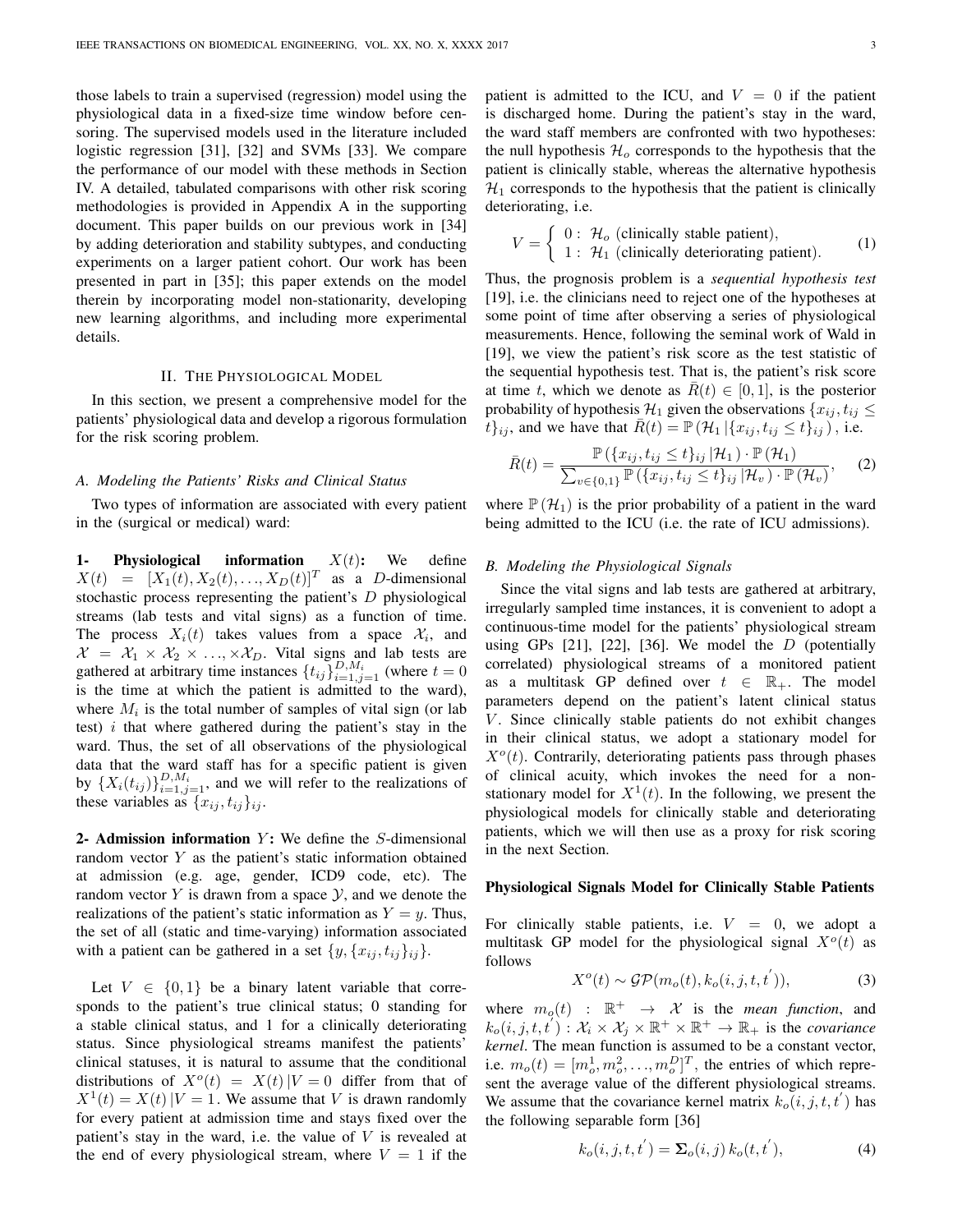those labels to train a supervised (regression) model using the physiological data in a fixed-size time window before censoring. The supervised models used in the literature included logistic regression [31], [32] and SVMs [33]. We compare the performance of our model with these methods in Section IV. A detailed, tabulated comparisons with other risk scoring methodologies is provided in Appendix A in the supporting document. This paper builds on our previous work in [34] by adding deterioration and stability subtypes, and conducting experiments on a larger patient cohort. Our work has been presented in part in [35]; this paper extends on the model therein by incorporating model non-stationarity, developing new learning algorithms, and including more experimental details.

## II. The Physiological Model

In this section, we present a comprehensive model for the patients' physiological data and develop a rigorous formulation for the risk scoring problem.

### A. Modeling the Patients' Risks and Clinical Status

Two types of information are associated with every patient in the (surgical or medical) ward:

**1- Physiological information** $X(t)$**:** We define $X(t) = [X_1(t), X_2(t), \ldots, X_D(t)]^T$ as a $D$-dimensional stochastic process representing the patient's $D$ physiological streams (lab tests and vital signs) as a function of time. The process $X_i(t)$ takes values from a space $\mathcal{X}_i$, and $\mathcal{X} = \mathcal{X}_1 \times \mathcal{X}_2 \times \ldots, \times \mathcal{X}_D$. Vital signs and lab tests are gathered at arbitrary time instances $\{t_{ij}\}_{i=1,j=1}^{D,M_i}$ (where $t = 0$ is the time at which the patient is admitted to the ward), where $M_i$ is the total number of samples of vital sign (or lab test) $i$ that where gathered during the patient's stay in the ward. Thus, the set of all observations of the physiological data that the ward staff has for a specific patient is given by $\{X_i(t_{ij})\}_{i=1,j=1}^{D,M_i}$, and we will refer to the realizations of these variables as $\{x_{ij}, t_{ij}\}_{ij}$.

**2- Admission information** $Y$**:** We define the $S$-dimensional random vector $Y$ as the patient's static information obtained at admission (e.g. age, gender, ICD9 code, etc). The random vector $Y$ is drawn from a space $\mathcal{Y}$, and we denote the realizations of the patient's static information as $Y = y$. Thus, the set of all (static and time-varying) information associated with a patient can be gathered in a set $\{y, \{x_{ij}, t_{ij}\}_{ij}\}$.

Let $V \in \{0, 1\}$ be a binary latent variable that corresponds to the patient's true clinical status; 0 standing for a stable clinical status, and 1 for a clinically deteriorating status. Since physiological streams manifest the patients' clinical statuses, it is natural to assume that the conditional distributions of $X^o(t) = X(t)\,|V = 0$ differ from that of $X^1(t) = X(t)\,|V = 1$. We assume that $V$ is drawn randomly for every patient at admission time and stays fixed over the patient's stay in the ward, i.e. the value of $V$ is revealed at the end of every physiological stream, where $V = 1$ if the patient is admitted to the ICU, and $V = 0$ if the patient is discharged home. During the patient's stay in the ward, the ward staff members are confronted with two hypotheses: the null hypothesis $\mathcal{H}_o$ corresponds to the hypothesis that the patient is clinically stable, whereas the alternative hypothesis $\mathcal{H}_1$ corresponds to the hypothesis that the patient is clinically deteriorating, i.e.

$$V = \begin{cases} 0: \; \mathcal{H}_o \text{ (clinically stable patient)}, \\ 1: \; \mathcal{H}_1 \text{ (clinically deteriorating patient)}. \end{cases} \tag{1}$$

Thus, the prognosis problem is a *sequential hypothesis test* [19], i.e. the clinicians need to reject one of the hypotheses at some point of time after observing a series of physiological measurements. Hence, following the seminal work of Wald in [19], we view the patient's risk score as the test statistic of the sequential hypothesis test. That is, the patient's risk score at time $t$, which we denote as $\bar{R}(t) \in [0, 1]$, is the posterior probability of hypothesis $\mathcal{H}_1$ given the observations $\{x_{ij}, t_{ij} \leq t\}_{ij}$, and we have that $\bar{R}(t) = \mathbb{P}\left(\mathcal{H}_1 \,|\{x_{ij}, t_{ij} \leq t\}_{ij}\right)$, i.e.

$$\bar{R}(t) = \frac{\mathbb{P}\left(\{x_{ij}, t_{ij} \leq t\}_{ij} \,|\mathcal{H}_1\right) \cdot \mathbb{P}\left(\mathcal{H}_1\right)}{\sum_{v \in \{0,1\}} \mathbb{P}\left(\{x_{ij}, t_{ij} \leq t\}_{ij} \,|\mathcal{H}_v\right) \cdot \mathbb{P}\left(\mathcal{H}_v\right)}, \tag{2}$$

where $\mathbb{P}\left(\mathcal{H}_1\right)$ is the prior probability of a patient in the ward being admitted to the ICU (i.e. the rate of ICU admissions).

### B. Modeling the Physiological Signals

Since the vital signs and lab tests are gathered at arbitrary, irregularly sampled time instances, it is convenient to adopt a continuous-time model for the patients' physiological stream using GPs [21], [22], [36]. We model the $D$ (potentially correlated) physiological streams of a monitored patient as a multitask GP defined over $t \in \mathbb{R}_+$. The model parameters depend on the patient's latent clinical status $V$. Since clinically stable patients do not exhibit changes in their clinical status, we adopt a stationary model for $X^o(t)$. Contrarily, deteriorating patients pass through phases of clinical acuity, which invokes the need for a non-stationary model for $X^1(t)$. In the following, we present the physiological models for clinically stable and deteriorating patients, which we will then use as a proxy for risk scoring in the next Section.

#### Physiological Signals Model for Clinically Stable Patients

For clinically stable patients, i.e. $V = 0$, we adopt a multitask GP model for the physiological signal $X^o(t)$ as follows

$$X^o(t) \sim \mathcal{GP}(m_o(t), k_o(i, j, t, t^{'})), \tag{3}$$

where $m_o(t) : \mathbb{R}^+ \rightarrow \mathcal{X}$ is the *mean function*, and $k_o(i, j, t, t^{'}) : \mathcal{X}_i \times \mathcal{X}_j \times \mathbb{R}^+ \times \mathbb{R}^+ \rightarrow \mathbb{R}_+$ is the *covariance kernel*. The mean function is assumed to be a constant vector, i.e. $m_o(t) = [m_o^1, m_o^2, \ldots, m_o^D]^T$, the entries of which represent the average value of the different physiological streams. We assume that the covariance kernel matrix $k_o(i, j, t, t^{'})$ has the following separable form [36]

$$k_o(i, j, t, t^{'}) = \mathbf{\Sigma}_o(i, j)\, k_o(t, t^{'}), \tag{4}$$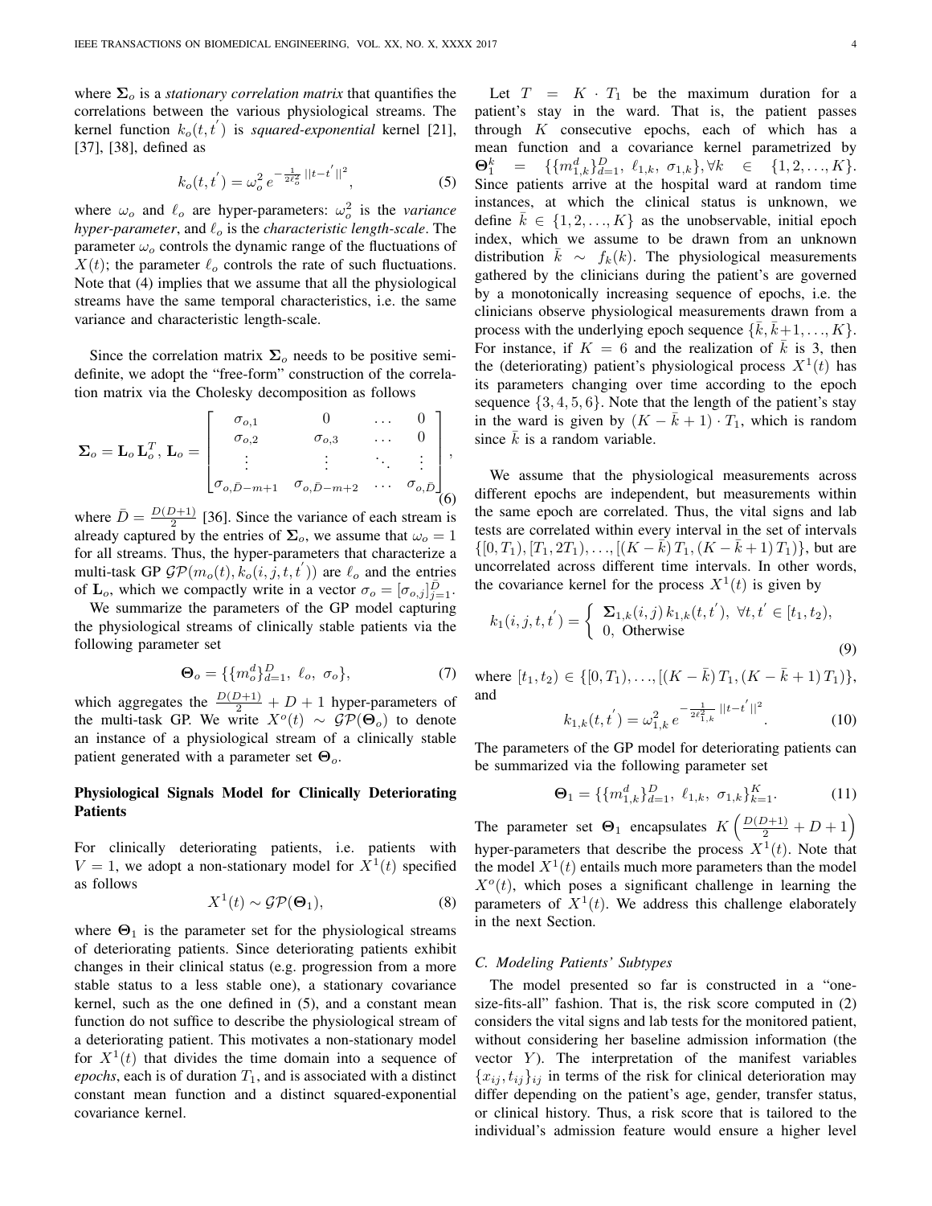where $\mathbf{\Sigma}_o$ is a *stationary correlation matrix* that quantifies the correlations between the various physiological streams. The kernel function $k_o(t,t^{'})$ is *squared-exponential* kernel [21], [37], [38], defined as

$$k_o(t,t^{'}) = \omega_o^2 \, e^{-\frac{1}{2\ell_o^2}||t-t^{'}||^2}, \tag{5}$$

where $\omega_o$ and $\ell_o$ are hyper-parameters: $\omega_o^2$ is the *variance hyper-parameter*, and $\ell_o$ is the *characteristic length-scale*. The parameter $\omega_o$ controls the dynamic range of the fluctuations of $X(t)$; the parameter $\ell_o$ controls the rate of such fluctuations. Note that (4) implies that we assume that all the physiological streams have the same temporal characteristics, i.e. the same variance and characteristic length-scale.

Since the correlation matrix $\mathbf{\Sigma}_o$ needs to be positive semi-definite, we adopt the "free-form" construction of the correlation matrix via the Cholesky decomposition as follows

$$\mathbf{\Sigma}_o = \mathbf{L}_o\,\mathbf{L}_o^T,\, \mathbf{L}_o = \begin{bmatrix} \sigma_{o,1} & 0 & \dots & 0 \\ \sigma_{o,2} & \sigma_{o,3} & \dots & 0 \\ \vdots & \vdots & \ddots & \vdots \\ \sigma_{o,\bar{D}-m+1} & \sigma_{o,\bar{D}-m+2} & \dots & \sigma_{o,\bar{D}} \end{bmatrix}, \tag{6}$$

where $\bar{D} = \frac{D(D+1)}{2}$ [36]. Since the variance of each stream is already captured by the entries of $\mathbf{\Sigma}_o$, we assume that $\omega_o = 1$ for all streams. Thus, the hyper-parameters that characterize a multi-task GP $\mathcal{GP}(m_o(t), k_o(i,j,t,t^{'}))$ are $\ell_o$ and the entries of $\mathbf{L}_o$, which we compactly write in a vector $\sigma_o = [\sigma_{o,j}]_{j=1}^{\bar{D}}$.

We summarize the parameters of the GP model capturing the physiological streams of clinically stable patients via the following parameter set

$$\mathbf{\Theta}_o = \{\{m_o^d\}_{d=1}^D,\ \ell_o,\ \sigma_o\}, \tag{7}$$

which aggregates the $\frac{D(D+1)}{2} + D + 1$ hyper-parameters of the multi-task GP. We write $X^o(t) \sim \mathcal{GP}(\mathbf{\Theta}_o)$ to denote an instance of a physiological stream of a clinically stable patient generated with a parameter set $\mathbf{\Theta}_o$.

**Physiological Signals Model for Clinically Deteriorating Patients**

For clinically deteriorating patients, i.e. patients with $V = 1$, we adopt a non-stationary model for $X^1(t)$ specified as follows

$$X^1(t) \sim \mathcal{GP}(\mathbf{\Theta}_1), \tag{8}$$

where $\mathbf{\Theta}_1$ is the parameter set for the physiological streams of deteriorating patients. Since deteriorating patients exhibit changes in their clinical status (e.g. progression from a more stable status to a less stable one), a stationary covariance kernel, such as the one defined in (5), and a constant mean function do not suffice to describe the physiological stream of a deteriorating patient. This motivates a non-stationary model for $X^1(t)$ that divides the time domain into a sequence of *epochs*, each is of duration $T_1$, and is associated with a distinct constant mean function and a distinct squared-exponential covariance kernel.

Let $T = K \cdot T_1$ be the maximum duration for a patient's stay in the ward. That is, the patient passes through $K$ consecutive epochs, each of which has a mean function and a covariance kernel parametrized by $\mathbf{\Theta}_1^k = \{\{m_{1,k}^d\}_{d=1}^D,\ \ell_{1,k},\ \sigma_{1,k}\}, \forall k \in \{1,2,\dots,K\}$. Since patients arrive at the hospital ward at random time instances, at which the clinical status is unknown, we define $\bar{k} \in \{1,2,\dots,K\}$ as the unobservable, initial epoch index, which we assume to be drawn from an unknown distribution $\bar{k} \sim f_k(k)$. The physiological measurements gathered by the clinicians during the patient's are governed by a monotonically increasing sequence of epochs, i.e. the clinicians observe physiological measurements drawn from a process with the underlying epoch sequence $\{\bar{k},\bar{k}+1,\dots,K\}$. For instance, if $K = 6$ and the realization of $\bar{k}$ is 3, then the (deteriorating) patient's physiological process $X^1(t)$ has its parameters changing over time according to the epoch sequence $\{3,4,5,6\}$. Note that the length of the patient's stay in the ward is given by $(K - \bar{k} + 1) \cdot T_1$, which is random since $\bar{k}$ is a random variable.

We assume that the physiological measurements across different epochs are independent, but measurements within the same epoch are correlated. Thus, the vital signs and lab tests are correlated within every interval in the set of intervals $\{[0,T_1), [T_1, 2T_1), \dots, [(K-\bar{k})\,T_1, (K-\bar{k}+1)\,T_1)\}$, but are uncorrelated across different time intervals. In other words, the covariance kernel for the process $X^1(t)$ is given by

$$k_1(i,j,t,t^{'}) = \begin{cases} \mathbf{\Sigma}_{1,k}(i,j)\,k_{1,k}(t,t^{'}),\ \forall t,t^{'} \in [t_1,t_2), \\ 0,\ \text{Otherwise} \end{cases} \tag{9}$$

where $[t_1,t_2) \in \{[0,T_1), \dots, [(K-\bar{k})\,T_1, (K-\bar{k}+1)\,T_1)\}$, and

$$k_{1,k}(t,t^{'}) = \omega_{1,k}^2\, e^{-\frac{1}{2\ell_{1,k}^2}||t-t^{'}||^2}. \tag{10}$$

The parameters of the GP model for deteriorating patients can be summarized via the following parameter set

$$\mathbf{\Theta}_1 = \{\{m_{1,k}^d\}_{d=1}^D,\ \ell_{1,k},\ \sigma_{1,k}\}_{k=1}^K. \tag{11}$$

The parameter set $\mathbf{\Theta}_1$ encapsulates $K\left(\frac{D(D+1)}{2} + D + 1\right)$ hyper-parameters that describe the process $X^1(t)$. Note that the model $X^1(t)$ entails much more parameters than the model $X^o(t)$, which poses a significant challenge in learning the parameters of $X^1(t)$. We address this challenge elaborately in the next Section.

### C. Modeling Patients' Subtypes

The model presented so far is constructed in a "one-size-fits-all" fashion. That is, the risk score computed in (2) considers the vital signs and lab tests for the monitored patient, without considering her baseline admission information (the vector $Y$). The interpretation of the manifest variables $\{x_{ij}, t_{ij}\}_{ij}$ in terms of the risk for clinical deterioration may differ depending on the patient's age, gender, transfer status, or clinical history. Thus, a risk score that is tailored to the individual's admission feature would ensure a higher level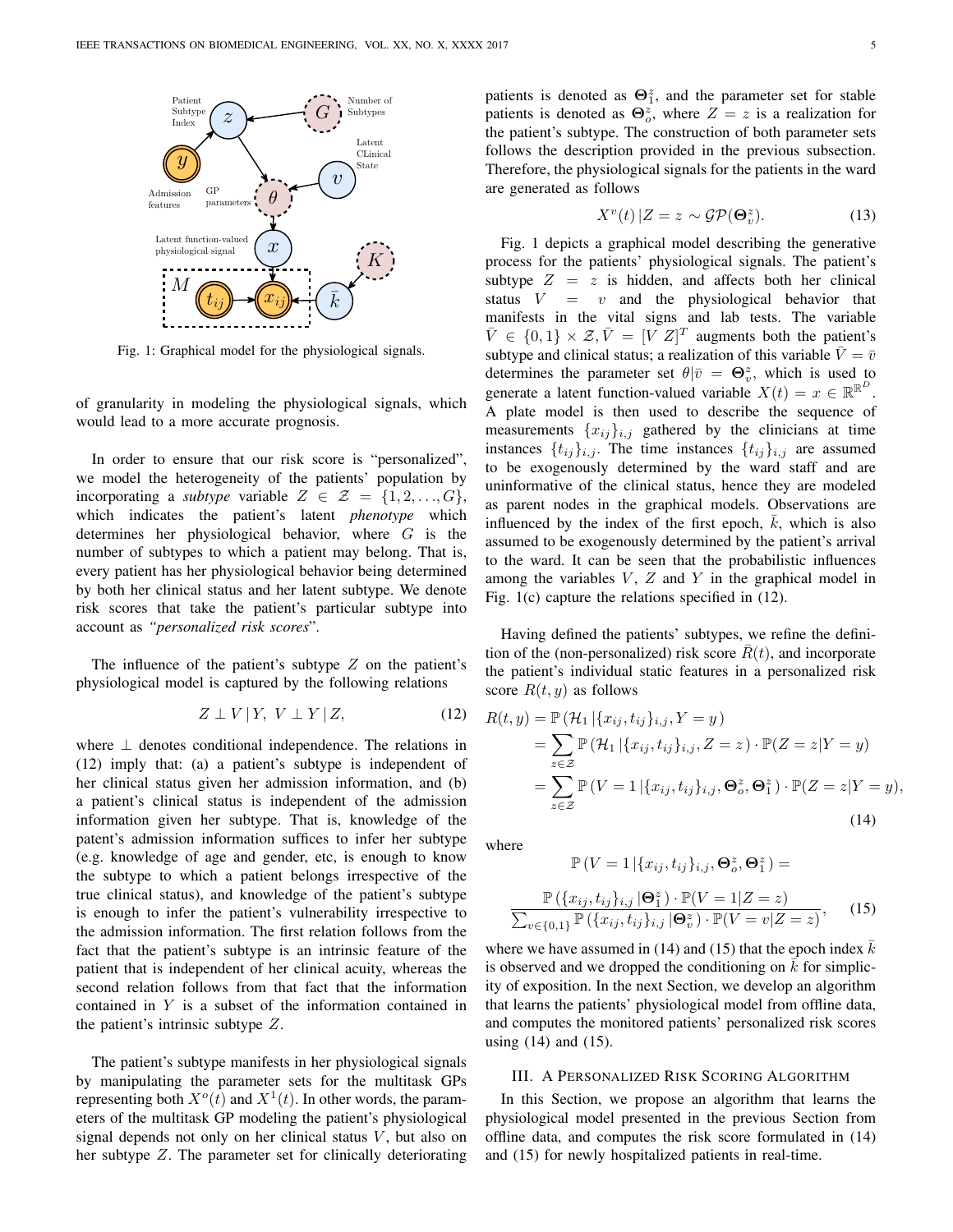Fig. 1: Graphical model for the physiological signals.

of granularity in modeling the physiological signals, which would lead to a more accurate prognosis.

In order to ensure that our risk score is "personalized", we model the heterogeneity of the patients' population by incorporating a *subtype* variable $Z \in \mathcal{Z} = \{1, 2, \ldots, G\}$, which indicates the patient's latent *phenotype* which determines her physiological behavior, where $G$ is the number of subtypes to which a patient may belong. That is, every patient has her physiological behavior being determined by both her clinical status and her latent subtype. We denote risk scores that take the patient's particular subtype into account as *"personalized risk scores*".

The influence of the patient's subtype $Z$ on the patient's physiological model is captured by the following relations

$$Z \perp V \,|\, Y, \; V \perp Y \,|\, Z, \tag{12}$$

where $\perp$ denotes conditional independence. The relations in (12) imply that: (a) a patient's subtype is independent of her clinical status given her admission information, and (b) a patient's clinical status is independent of the admission information given her subtype. That is, knowledge of the patent's admission information suffices to infer her subtype (e.g. knowledge of age and gender, etc, is enough to know the subtype to which a patient belongs irrespective of the true clinical status), and knowledge of the patient's subtype is enough to infer the patient's vulnerability irrespective of the admission information. The first relation follows from the fact that the patient's subtype is an intrinsic feature of the patient that is independent of her clinical acuity, whereas the second relation follows from that fact that the information contained in $Y$ is a subset of the information contained in the patient's intrinsic subtype $Z$.

The patient's subtype manifests in her physiological signals by manipulating the parameter sets for the multitask GPs representing both $X^o(t)$ and $X^1(t)$. In other words, the parameters of the multitask GP modeling the patient's physiological signal depends not only on her clinical status $V$, but also on her subtype $Z$. The parameter set for clinically deteriorating patients is denoted as $\Theta_1^z$, and the parameter set for stable patients is denoted as $\Theta_o^z$, where $Z = z$ is a realization for the patient's subtype. The construction of both parameter sets follows the description provided in the previous subsection. Therefore, the physiological signals for the patients in the ward are generated as follows

$$X^v(t) \,|Z = z \sim \mathcal{GP}(\Theta_v^z). \tag{13}$$

Fig. 1 depicts a graphical model describing the generative process for the patients' physiological signals. The patient's subtype $Z = z$ is hidden, and affects both her clinical status $V = v$ and the physiological behavior that manifests in the vital signs and lab tests. The variable $\bar{V} \in \{0, 1\} \times \mathcal{Z}, \bar{V} = [V \; Z]^T$ augments both the patient's subtype and clinical status; a realization of this variable $\bar{V} = \bar{v}$ determines the parameter set $\theta|\bar{v} = \Theta_v^z$, which is used to generate a latent function-valued variable $X(t) = x \in \mathbb{R}^{\mathbb{R}^D}$. A plate model is then used to describe the sequence of measurements $\{x_{ij}\}_{i,j}$ gathered by the clinicians at time instances $\{t_{ij}\}_{i,j}$. The time instances $\{t_{ij}\}_{i,j}$ are assumed to be exogenously determined by the ward staff and are uninformative of the clinical status, hence they are modeled as parent nodes in the graphical models. Observations are influenced by the index of the first epoch, $\bar{k}$, which is also assumed to be exogenously determined by the patient's arrival to the ward. It can be seen that the probabilistic influences among the variables $V$, $Z$ and $Y$ in the graphical model in Fig. 1(c) capture the relations specified in (12).

Having defined the patients' subtypes, we refine the definition of the (non-personalized) risk score $\bar{R}(t)$, and incorporate the patient's individual static features in a personalized risk score $R(t, y)$ as follows

$$\begin{aligned} R(t, y) &= \mathbb{P}\left(\mathcal{H}_1 \,|\{x_{ij}, t_{ij}\}_{i,j}, Y = y\right) \\ &= \sum_{z \in \mathcal{Z}} \mathbb{P}\left(\mathcal{H}_1 \,|\{x_{ij}, t_{ij}\}_{i,j}, Z = z\right) \cdot \mathbb{P}(Z = z|Y = y) \\ &= \sum_{z \in \mathcal{Z}} \mathbb{P}\left(V = 1 \,|\{x_{ij}, t_{ij}\}_{i,j}, \Theta_o^z, \Theta_1^z\right) \cdot \mathbb{P}(Z = z|Y = y), \end{aligned} \tag{14}$$

where

$$\mathbb{P}\left(V = 1 \,|\{x_{ij}, t_{ij}\}_{i,j}, \Theta_o^z, \Theta_1^z\right) = \frac{\mathbb{P}\left(\{x_{ij}, t_{ij}\}_{i,j} \,|\Theta_1^z\right) \cdot \mathbb{P}(V = 1|Z = z)}{\sum_{v \in \{0,1\}} \mathbb{P}\left(\{x_{ij}, t_{ij}\}_{i,j} \,|\Theta_v^z\right) \cdot \mathbb{P}(V = v|Z = z)}, \tag{15}$$

where we have assumed in (14) and (15) that the epoch index $\bar{k}$ is observed and we dropped the conditioning on $\bar{k}$ for simplicity of exposition. In the next Section, we develop an algorithm that learns the patients' physiological model from offline data, and computes the monitored patients' personalized risk scores using (14) and (15).

## III. A Personalized Risk Scoring Algorithm

In this Section, we propose an algorithm that learns the physiological model presented in the previous Section from offline data, and computes the risk score formulated in (14) and (15) for newly hospitalized patients in real-time.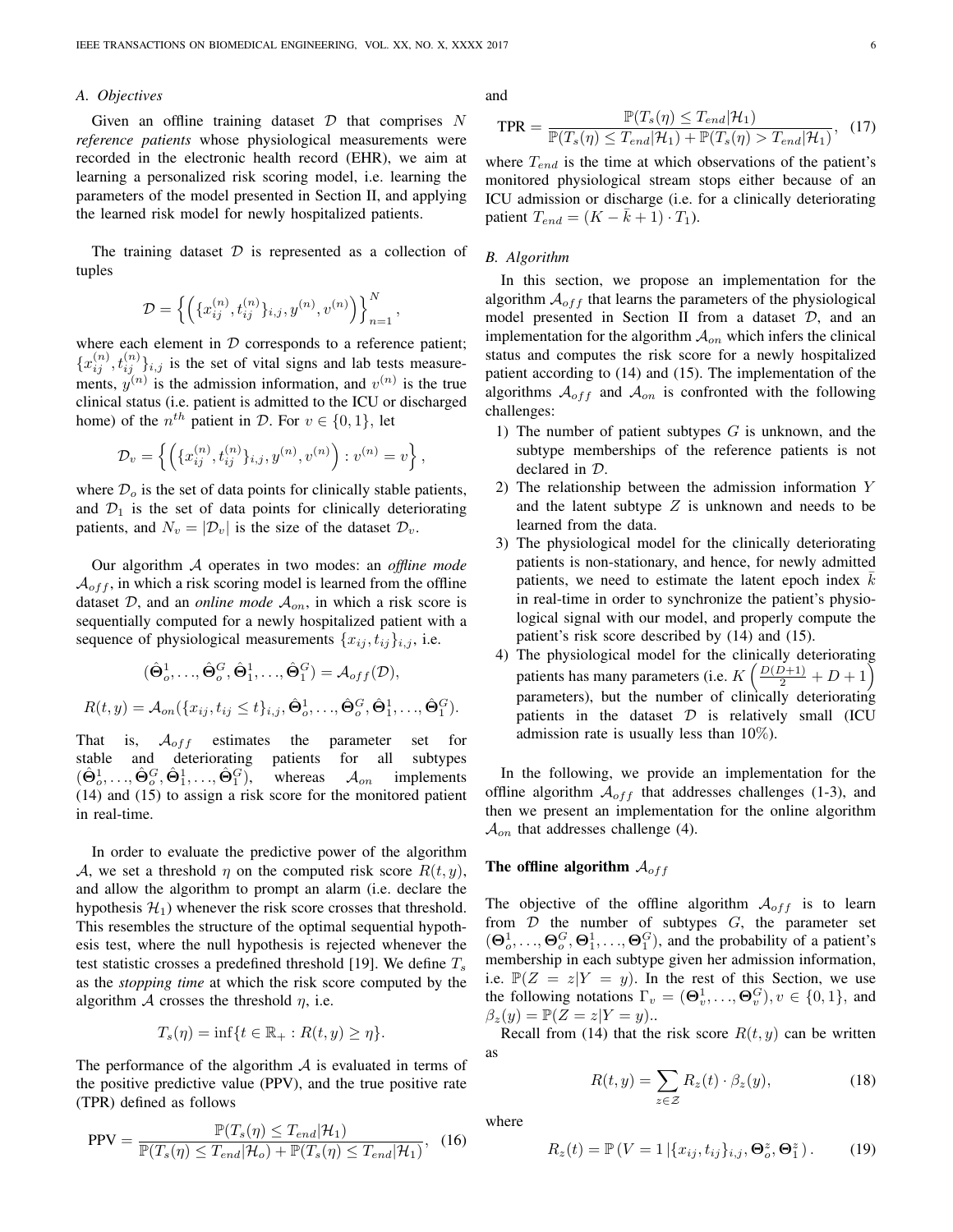### A. Objectives

Given an offline training dataset $\mathcal{D}$ that comprises $N$ *reference patients* whose physiological measurements were recorded in the electronic health record (EHR), we aim at learning a personalized risk scoring model, i.e. learning the parameters of the model presented in Section II, and applying the learned risk model for newly hospitalized patients.

The training dataset $\mathcal{D}$ is represented as a collection of tuples

$$\mathcal{D} = \left\{ \left( \{x_{ij}^{(n)}, t_{ij}^{(n)}\}_{i,j}, y^{(n)}, v^{(n)} \right) \right\}_{n=1}^{N},$$

where each element in $\mathcal{D}$ corresponds to a reference patient; $\{x_{ij}^{(n)}, t_{ij}^{(n)}\}_{i,j}$ is the set of vital signs and lab tests measurements, $y^{(n)}$ is the admission information, and $v^{(n)}$ is the true clinical status (i.e. patient is admitted to the ICU or discharged home) of the $n^{th}$ patient in $\mathcal{D}$. For $v \in \{0, 1\}$, let

$$\mathcal{D}_v = \left\{ \left( \{x_{ij}^{(n)}, t_{ij}^{(n)}\}_{i,j}, y^{(n)}, v^{(n)} \right) : v^{(n)} = v \right\},$$

where $\mathcal{D}_o$ is the set of data points for clinically stable patients, and $\mathcal{D}_1$ is the set of data points for clinically deteriorating patients, and $N_v = |\mathcal{D}_v|$ is the size of the dataset $\mathcal{D}_v$.

Our algorithm $\mathcal{A}$ operates in two modes: an *offline mode* $\mathcal{A}_{off}$, in which a risk scoring model is learned from the offline dataset $\mathcal{D}$, and an *online mode* $\mathcal{A}_{on}$, in which a risk score is sequentially computed for a newly hospitalized patient with a sequence of physiological measurements $\{x_{ij}, t_{ij}\}_{i,j}$, i.e.

$$(\hat{\mathbf{\Theta}}_o^1, \ldots, \hat{\mathbf{\Theta}}_o^G, \hat{\mathbf{\Theta}}_1^1, \ldots, \hat{\mathbf{\Theta}}_1^G) = \mathcal{A}_{off}(\mathcal{D}),$$

$$R(t, y) = \mathcal{A}_{on}(\{x_{ij}, t_{ij} \leq t\}_{i,j}, \hat{\mathbf{\Theta}}_o^1, \ldots, \hat{\mathbf{\Theta}}_o^G, \hat{\mathbf{\Theta}}_1^1, \ldots, \hat{\mathbf{\Theta}}_1^G).$$

That is, $\mathcal{A}_{off}$ estimates the parameter set for stable and deteriorating patients for all subtypes $(\hat{\mathbf{\Theta}}_o^1, \ldots, \hat{\mathbf{\Theta}}_o^G, \hat{\mathbf{\Theta}}_1^1, \ldots, \hat{\mathbf{\Theta}}_1^G)$, whereas $\mathcal{A}_{on}$ implements (14) and (15) to assign a risk score for the monitored patient in real-time.

In order to evaluate the predictive power of the algorithm $\mathcal{A}$, we set a threshold $\eta$ on the computed risk score $R(t, y)$, and allow the algorithm to prompt an alarm (i.e. declare the hypothesis $\mathcal{H}_1$) whenever the risk score crosses that threshold. This resembles the structure of the optimal sequential hypothesis test, where the null hypothesis is rejected whenever the test statistic crosses a predefined threshold [19]. We define $T_s$ as the *stopping time* at which the risk score computed by the algorithm $\mathcal{A}$ crosses the threshold $\eta$, i.e.

$$T_s(\eta) = \inf\{t \in \mathbb{R}_+ : R(t, y) \geq \eta\}.$$

The performance of the algorithm $\mathcal{A}$ is evaluated in terms of the positive predictive value (PPV), and the true positive rate (TPR) defined as follows

$$\text{PPV} = \frac{\mathbb{P}(T_s(\eta) \leq T_{end}|\mathcal{H}_1)}{\mathbb{P}(T_s(\eta) \leq T_{end}|\mathcal{H}_o) + \mathbb{P}(T_s(\eta) \leq T_{end}|\mathcal{H}_1)}, \quad (16)$$

and

$$\text{TPR} = \frac{\mathbb{P}(T_s(\eta) \leq T_{end}|\mathcal{H}_1)}{\mathbb{P}(T_s(\eta) \leq T_{end}|\mathcal{H}_1) + \mathbb{P}(T_s(\eta) > T_{end}|\mathcal{H}_1)}, \quad (17)$$

where $T_{end}$ is the time at which observations of the patient's monitored physiological stream stops either because of an ICU admission or discharge (i.e. for a clinically deteriorating patient $T_{end} = (K - \bar{k} + 1) \cdot T_1$).

### B. Algorithm

In this section, we propose an implementation for the algorithm $\mathcal{A}_{off}$ that learns the parameters of the physiological model presented in Section II from a dataset $\mathcal{D}$, and an implementation for the algorithm $\mathcal{A}_{on}$ which infers the clinical status and computes the risk score for a newly hospitalized patient according to (14) and (15). The implementation of the algorithms $\mathcal{A}_{off}$ and $\mathcal{A}_{on}$ is confronted with the following challenges:

1) The number of patient subtypes $G$ is unknown, and the subtype memberships of the reference patients is not declared in $\mathcal{D}$.
2) The relationship between the admission information $Y$ and the latent subtype $Z$ is unknown and needs to be learned from the data.
3) The physiological model for the clinically deteriorating patients is non-stationary, and hence, for newly admitted patients, we need to estimate the latent epoch index $\bar{k}$ in real-time in order to synchronize the patient's physiological signal with our model, and properly compute the patient's risk score described by (14) and (15).
4) The physiological model for the clinically deteriorating patients has many parameters (i.e. $K\left(\frac{D(D+1)}{2} + D + 1\right)$ parameters), but the number of clinically deteriorating patients in the dataset $\mathcal{D}$ is relatively small (ICU admission rate is usually less than 10%).

In the following, we provide an implementation for the offline algorithm $\mathcal{A}_{off}$ that addresses challenges (1-3), and then we present an implementation for the online algorithm $\mathcal{A}_{on}$ that addresses challenge (4).

**The offline algorithm $\mathcal{A}_{off}$**

The objective of the offline algorithm $\mathcal{A}_{off}$ is to learn from $\mathcal{D}$ the number of subtypes $G$, the parameter set $(\mathbf{\Theta}_o^1, \ldots, \mathbf{\Theta}_o^G, \mathbf{\Theta}_1^1, \ldots, \mathbf{\Theta}_1^G)$, and the probability of a patient's membership in each subtype given her admission information, i.e. $\mathbb{P}(Z = z|Y = y)$. In the rest of this Section, we use the following notations $\Gamma_v = (\mathbf{\Theta}_v^1, \ldots, \mathbf{\Theta}_v^G), v \in \{0, 1\}$, and $\beta_z(y) = \mathbb{P}(Z = z|Y = y)$..

Recall from (14) that the risk score $R(t, y)$ can be written as

$$R(t, y) = \sum_{z \in \mathcal{Z}} R_z(t) \cdot \beta_z(y), \quad (18)$$

where

$$R_z(t) = \mathbb{P}\left(V = 1 \,|\{x_{ij}, t_{ij}\}_{i,j}, \mathbf{\Theta}_o^z, \mathbf{\Theta}_1^z\right). \quad (19)$$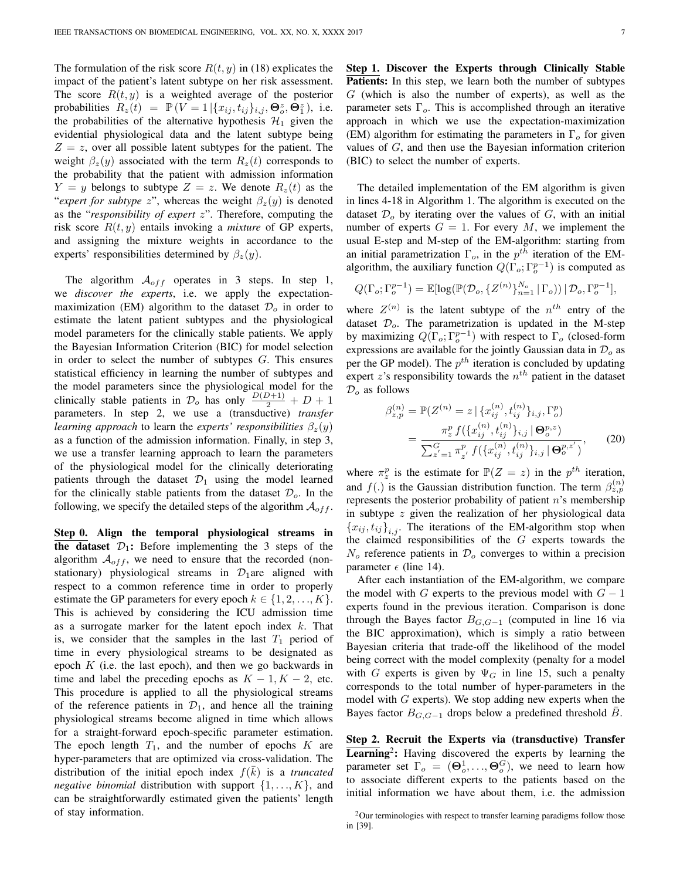The formulation of the risk score $R(t, y)$ in (18) explicates the impact of the patient's latent subtype on her risk assessment. The score $R(t, y)$ is a weighted average of the posterior probabilities $R_z(t) = \mathbb{P}(V = 1 \,|\, \{x_{ij}, t_{ij}\}_{i,j}, \mathbf{\Theta}_o^z, \mathbf{\Theta}_1^z)$, i.e. the probabilities of the alternative hypothesis $\mathcal{H}_1$ given the evidential physiological data and the latent subtype being $Z = z$, over all possible latent subtypes for the patient. The weight $\beta_z(y)$ associated with the term $R_z(t)$ corresponds to the probability that the patient with admission information $Y = y$ belongs to subtype $Z = z$. We denote $R_z(t)$ as the "*expert for subtype z*", whereas the weight $\beta_z(y)$ is denoted as the "*responsibility of expert z*". Therefore, computing the risk score $R(t, y)$ entails invoking a *mixture* of GP experts, and assigning the mixture weights in accordance to the experts' responsibilities determined by $\beta_z(y)$.

The algorithm $\mathcal{A}_{off}$ operates in 3 steps. In step 1, we *discover the experts*, i.e. we apply the expectation-maximization (EM) algorithm to the dataset $\mathcal{D}_o$ in order to estimate the latent patient subtypes and the physiological model parameters for the clinically stable patients. We apply the Bayesian Information Criterion (BIC) for model selection in order to select the number of subtypes $G$. This ensures statistical efficiency in learning the number of subtypes and the model parameters since the physiological model for the clinically stable patients in $\mathcal{D}_o$ has only $\frac{D(D+1)}{2} + D + 1$ parameters. In step 2, we use a (transductive) *transfer learning approach* to learn the *experts' responsibilities* $\beta_z(y)$ as a function of the admission information. Finally, in step 3, we use a transfer learning approach to learn the parameters of the physiological model for the clinically deteriorating patients through the dataset $\mathcal{D}_1$ using the model learned for the clinically stable patients from the dataset $\mathcal{D}_o$. In the following, we specify the detailed steps of the algorithm $\mathcal{A}_{off}$.

**Step 0. Align the temporal physiological streams in the dataset $\mathcal{D}_1$:** Before implementing the 3 steps of the algorithm $\mathcal{A}_{off}$, we need to ensure that the recorded (non-stationary) physiological streams in $\mathcal{D}_1$are aligned with respect to a common reference time in order to properly estimate the GP parameters for every epoch $k \in \{1, 2, \ldots, K\}$. This is achieved by considering the ICU admission time as a surrogate marker for the latent epoch index $k$. That is, we consider that the samples in the last $T_1$ period of time in every physiological streams to be designated as epoch $K$ (i.e. the last epoch), and then we go backwards in time and label the preceding epochs as $K-1, K-2$, etc. This procedure is applied to all the physiological streams of the reference patients in $\mathcal{D}_1$, and hence all the training physiological streams become aligned in time which allows for a straight-forward epoch-specific parameter estimation. The epoch length $T_1$, and the number of epochs $K$ are hyper-parameters that are optimized via cross-validation. The distribution of the initial epoch index $f(\bar{k})$ is a *truncated negative binomial* distribution with support $\{1, \ldots, K\}$, and can be straightforwardly estimated given the patients' length of stay information.

**Step 1. Discover the Experts through Clinically Stable Patients:** In this step, we learn both the number of subtypes $G$ (which is also the number of experts), as well as the parameter sets $\Gamma_o$. This is accomplished through an iterative approach in which we use the expectation-maximization (EM) algorithm for estimating the parameters in $\Gamma_o$ for given values of $G$, and then use the Bayesian information criterion (BIC) to select the number of experts.

The detailed implementation of the EM algorithm is given in lines 4-18 in Algorithm 1. The algorithm is executed on the dataset $\mathcal{D}_o$ by iterating over the values of $G$, with an initial number of experts $G = 1$. For every $M$, we implement the usual E-step and M-step of the EM-algorithm: starting from an initial parametrization $\Gamma_o$, in the $p^{th}$ iteration of the EM-algorithm, the auxiliary function $Q(\Gamma_o; \Gamma_o^{p-1})$ is computed as

$$Q(\Gamma_o; \Gamma_o^{p-1}) = \mathbb{E}[\log(\mathbb{P}(\mathcal{D}_o, \{Z^{(n)}\}_{n=1}^{N_o} \,|\, \Gamma_o)) \,|\, \mathcal{D}_o, \Gamma_o^{p-1}],$$

where $Z^{(n)}$ is the latent subtype of the $n^{th}$ entry of the dataset $\mathcal{D}_o$. The parametrization is updated in the M-step by maximizing $Q(\Gamma_o; \Gamma_o^{p-1})$ with respect to $\Gamma_o$ (closed-form expressions are available for the jointly Gaussian data in $\mathcal{D}_o$ as per the GP model). The $p^{th}$ iteration is concluded by updating expert $z$'s responsibility towards the $n^{th}$ patient in the dataset $\mathcal{D}_o$ as follows

$$\begin{aligned} \beta_{z,p}^{(n)} &= \mathbb{P}(Z^{(n)} = z \,|\, \{x_{ij}^{(n)}, t_{ij}^{(n)}\}_{i,j}, \Gamma_o^p) \\ &= \frac{\pi_z^p \, f(\{x_{ij}^{(n)}, t_{ij}^{(n)}\}_{i,j} \,|\, \mathbf{\Theta}_o^{p,z})}{\sum_{z'=1}^{G} \pi_{z'}^p \, f(\{x_{ij}^{(n)}, t_{ij}^{(n)}\}_{i,j} \,|\, \mathbf{\Theta}_o^{p,z'})}, \end{aligned} \tag{20}$$

where $\pi_z^p$ is the estimate for $\mathbb{P}(Z = z)$ in the $p^{th}$ iteration, and $f(.)$ is the Gaussian distribution function. The term $\beta_{z,p}^{(n)}$ represents the posterior probability of patient $n$'s membership in subtype $z$ given the realization of her physiological data $\{x_{ij}, t_{ij}\}_{i,j}$. The iterations of the EM-algorithm stop when the claimed responsibilities of the $G$ experts towards the $N_o$ reference patients in $\mathcal{D}_o$ converges to within a precision parameter $\epsilon$ (line 14).

After each instantiation of the EM-algorithm, we compare the model with $G$ experts to the previous model with $G-1$ experts found in the previous iteration. Comparison is done through the Bayes factor $B_{G,G-1}$ (computed in line 16 via the BIC approximation), which is simply a ratio between Bayesian criteria that trade-off the likelihood of the model being correct with the model complexity (penalty for a model with $G$ experts is given by $\Psi_G$ in line 15, such a penalty corresponds to the total number of hyper-parameters in the model with $G$ experts). We stop adding new experts when the Bayes factor $B_{G,G-1}$ drops below a predefined threshold $\bar{B}$.

**Step 2. Recruit the Experts via (transductive) Transfer Learning[2]:** Having discovered the experts by learning the parameter set $\Gamma_o = (\mathbf{\Theta}_o^1, \ldots, \mathbf{\Theta}_o^G)$, we need to learn how to associate different experts to the patients based on the initial information we have about them, i.e. the admission

[2]Our terminologies with respect to transfer learning paradigms follow those in [39].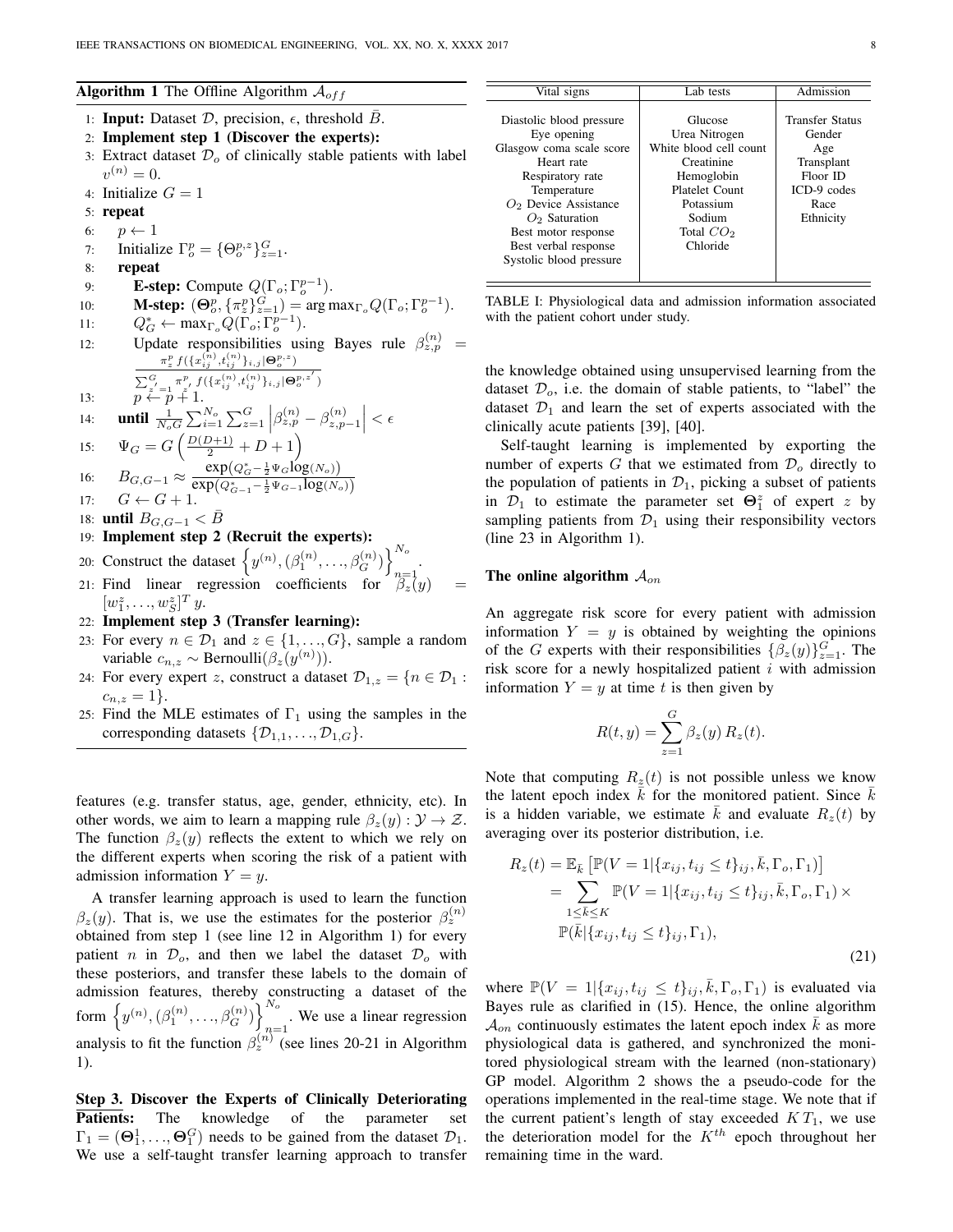**Algorithm 1** The Offline Algorithm $\mathcal{A}_{off}$

1: **Input:** Dataset $\mathcal{D}$, precision, $\epsilon$, threshold $\bar{B}$.
2: **Implement step 1 (Discover the experts):**
3: Extract dataset $\mathcal{D}_o$ of clinically stable patients with label $v^{(n)} = 0$.
4: Initialize $G = 1$
5: **repeat**
6: $\quad p \leftarrow 1$
7: $\quad$ Initialize $\Gamma_o^p = \{\Theta_o^{p,z}\}_{z=1}^G$.
8: $\quad$ **repeat**
9: $\quad\quad$ **E-step:** Compute $Q(\Gamma_o; \Gamma_o^{p-1})$.
10: $\quad\quad$ **M-step:** $(\Theta_o^p, \{\pi_z^p\}_{z=1}^G) = \arg\max_{\Gamma_o} Q(\Gamma_o; \Gamma_o^{p-1})$.
11: $\quad\quad Q_G^* \leftarrow \max_{\Gamma_o} Q(\Gamma_o; \Gamma_o^{p-1})$.
12: $\quad\quad$ Update responsibilities using Bayes rule $\beta_{z,p}^{(n)} = \frac{\pi_z^p f(\{x_{ij}^{(n)}, t_{ij}^{(n)}\}_{i,j} | \Theta_o^{p,z})}{\sum_{z'=1}^G \pi_{z'}^p f(\{x_{ij}^{(n)}, t_{ij}^{(n)}\}_{i,j} | \Theta_o^{p,z'})}$
13: $\quad\quad p \leftarrow p + 1$.
14: $\quad$ **until** $\frac{1}{N_o G} \sum_{i=1}^{N_o} \sum_{z=1}^G \left| \beta_{z,p}^{(n)} - \beta_{z,p-1}^{(n)} \right| < \epsilon$
15: $\quad \Psi_G = G \left( \frac{D(D+1)}{2} + D + 1 \right)$
16: $\quad B_{G,G-1} \approx \frac{\exp(Q_G^* - \frac{1}{2}\Psi_G \log(N_o))}{\exp(Q_{G-1}^* - \frac{1}{2}\Psi_{G-1} \log(N_o))}$
17: $\quad G \leftarrow G + 1$.
18: **until** $B_{G,G-1} < \bar{B}$
19: **Implement step 2 (Recruit the experts):**
20: Construct the dataset $\left\{ y^{(n)}, (\beta_1^{(n)}, \ldots, \beta_G^{(n)}) \right\}_{n=1}^{N_o}$.
21: Find linear regression coefficients for $\beta_z(y) = [w_1^z, \ldots, w_S^z]^T y$.
22: **Implement step 3 (Transfer learning):**
23: For every $n \in \mathcal{D}_1$ and $z \in \{1, \ldots, G\}$, sample a random variable $c_{n,z} \sim \text{Bernoulli}(\beta_z(y^{(n)}))$.
24: For every expert $z$, construct a dataset $\mathcal{D}_{1,z} = \{n \in \mathcal{D}_1 : c_{n,z} = 1\}$.
25: Find the MLE estimates of $\Gamma_1$ using the samples in the corresponding datasets $\{\mathcal{D}_{1,1}, \ldots, \mathcal{D}_{1,G}\}$.

features (e.g. transfer status, age, gender, ethnicity, etc). In other words, we aim to learn a mapping rule $\beta_z(y) : \mathcal{Y} \rightarrow \mathcal{Z}$. The function $\beta_z(y)$ reflects the extent to which we rely on the different experts when scoring the risk of a patient with admission information $Y = y$.

A transfer learning approach is used to learn the function $\beta_z(y)$. That is, we use the estimates for the posterior $\beta_z^{(n)}$ obtained from step 1 (see line 12 in Algorithm 1) for every patient $n$ in $\mathcal{D}_o$, and then we label the dataset $\mathcal{D}_o$ with these posteriors, and transfer these labels to the domain of admission features, thereby constructing a dataset of the form $\left\{ y^{(n)}, (\beta_1^{(n)}, \ldots, \beta_G^{(n)}) \right\}_{n=1}^{N_o}$. We use a linear regression analysis to fit the function $\beta_z^{(n)}$ (see lines 20-21 in Algorithm 1).

**Step 3. Discover the Experts of Clinically Deteriorating Patients:** The knowledge of the parameter set $\Gamma_1 = (\Theta_1^1, \ldots, \Theta_1^G)$ needs to be gained from the dataset $\mathcal{D}_1$. We use a self-taught transfer learning approach to transfer the knowledge obtained using unsupervised learning from the dataset $\mathcal{D}_o$, i.e. the domain of stable patients, to "label" the dataset $\mathcal{D}_1$ and learn the set of experts associated with the clinically acute patients [39], [40].

| Vital signs | Lab tests | Admission |
|---|---|---|
| Diastolic blood pressure | Glucose | Transfer Status |
| Eye opening | Urea Nitrogen | Gender |
| Glasgow coma scale score | White blood cell count | Age |
| Heart rate | Creatinine | Transplant |
| Respiratory rate | Hemoglobin | Floor ID |
| Temperature | Platelet Count | ICD-9 codes |
| $O_2$ Device Assistance | Potassium | Race |
| $O_2$ Saturation | Sodium | Ethnicity |
| Best motor response | Total $CO_2$ | |
| Best verbal response | Chloride | |
| Systolic blood pressure | | |

TABLE I: Physiological data and admission information associated with the patient cohort under study.

Self-taught learning is implemented by exporting the number of experts $G$ that we estimated from $\mathcal{D}_o$ directly to the population of patients in $\mathcal{D}_1$, picking a subset of patients in $\mathcal{D}_1$ to estimate the parameter set $\Theta_1^z$ of expert $z$ by sampling patients from $\mathcal{D}_1$ using their responsibility vectors (line 23 in Algorithm 1).

**The online algorithm $\mathcal{A}_{on}$**

An aggregate risk score for every patient with admission information $Y = y$ is obtained by weighting the opinions of the $G$ experts with their responsibilities $\{\beta_z(y)\}_{z=1}^G$. The risk score for a newly hospitalized patient $i$ with admission information $Y = y$ at time $t$ is then given by

$$R(t, y) = \sum_{z=1}^G \beta_z(y) \, R_z(t).$$

Note that computing $R_z(t)$ is not possible unless we know the latent epoch index $\bar{k}$ for the monitored patient. Since $\bar{k}$ is a hidden variable, we estimate $\bar{k}$ and evaluate $R_z(t)$ by averaging over its posterior distribution, i.e.

$$\begin{aligned} R_z(t) &= \mathbb{E}_{\bar{k}} \left[ \mathbb{P}(V = 1 | \{x_{ij}, t_{ij} \leq t\}_{ij}, \bar{k}, \Gamma_o, \Gamma_1) \right] \\ &= \sum_{1 \leq \bar{k} \leq K} \mathbb{P}(V = 1 | \{x_{ij}, t_{ij} \leq t\}_{ij}, \bar{k}, \Gamma_o, \Gamma_1) \times \\ &\quad \mathbb{P}(\bar{k} | \{x_{ij}, t_{ij} \leq t\}_{ij}, \Gamma_1), \end{aligned} \tag{21}$$

where $\mathbb{P}(V = 1 | \{x_{ij}, t_{ij} \leq t\}_{ij}, \bar{k}, \Gamma_o, \Gamma_1)$ is evaluated via Bayes rule as clarified in (15). Hence, the online algorithm $\mathcal{A}_{on}$ continuously estimates the latent epoch index $\bar{k}$ as more physiological data is gathered, and synchronized the monitored physiological stream with the learned (non-stationary) GP model. Algorithm 2 shows the a pseudo-code for the operations implemented in the real-time stage. We note that if the current patient's length of stay exceeded $K\,T_1$, we use the deterioration model for the $K^{th}$ epoch throughout her remaining time in the ward.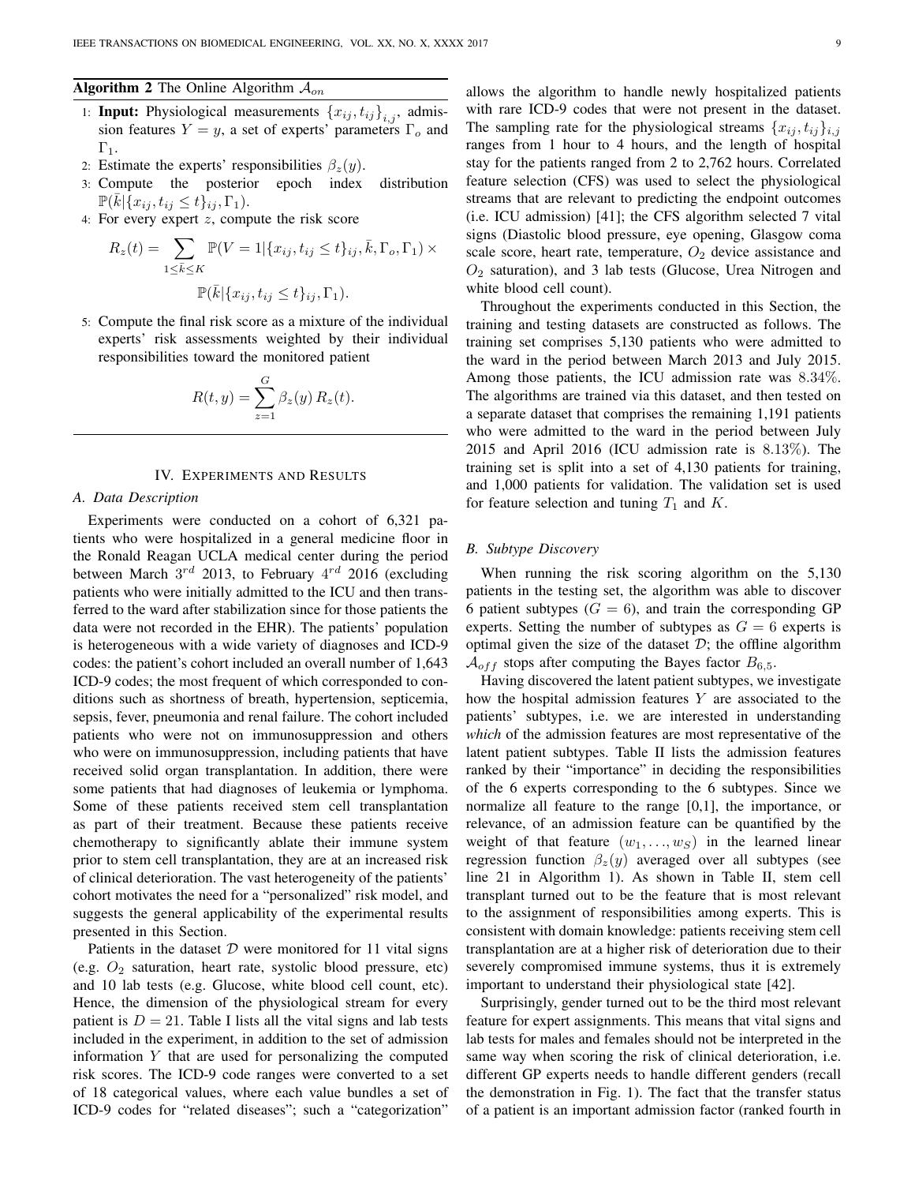**Algorithm 2** The Online Algorithm $\mathcal{A}_{on}$

1: **Input:** Physiological measurements $\{x_{ij}, t_{ij}\}_{i,j}$, admission features $Y = y$, a set of experts' parameters $\Gamma_o$ and $\Gamma_1$.
2: Estimate the experts' responsibilities $\beta_z(y)$.
3: Compute the posterior epoch index distribution $\mathbb{P}(\bar{k}|\{x_{ij}, t_{ij} \leq t\}_{ij}, \Gamma_1)$.
4: For every expert $z$, compute the risk score

$$R_z(t) = \sum_{1 \leq \bar{k} \leq K} \mathbb{P}(V = 1|\{x_{ij}, t_{ij} \leq t\}_{ij}, \bar{k}, \Gamma_o, \Gamma_1) \times \mathbb{P}(\bar{k}|\{x_{ij}, t_{ij} \leq t\}_{ij}, \Gamma_1).$$

5: Compute the final risk score as a mixture of the individual experts' risk assessments weighted by their individual responsibilities toward the monitored patient

$$R(t, y) = \sum_{z=1}^{G} \beta_z(y)\, R_z(t).$$

## IV. Experiments and Results

### A. Data Description

Experiments were conducted on a cohort of 6,321 patients who were hospitalized in a general medicine floor in the Ronald Reagan UCLA medical center during the period between March $3^{rd}$ 2013, to February $4^{rd}$ 2016 (excluding patients who were initially admitted to the ICU and then transferred to the ward after stabilization since for those patients the data were not recorded in the EHR). The patients' population is heterogeneous with a wide variety of diagnoses and ICD-9 codes: the patient's cohort included an overall number of 1,643 ICD-9 codes; the most frequent of which corresponded to conditions such as shortness of breath, hypertension, septicemia, sepsis, fever, pneumonia and renal failure. The cohort included patients who were not on immunosuppression and others who were on immunosuppression, including patients that have received solid organ transplantation. In addition, there were some patients that had diagnoses of leukemia or lymphoma. Some of these patients received stem cell transplantation as part of their treatment. Because these patients receive chemotherapy to significantly ablate their immune system prior to stem cell transplantation, they are at an increased risk of clinical deterioration. The vast heterogeneity of the patients' cohort motivates the need for a "personalized" risk model, and suggests the general applicability of the experimental results presented in this Section.

Patients in the dataset $\mathcal{D}$ were monitored for 11 vital signs (e.g. $O_2$ saturation, heart rate, systolic blood pressure, etc) and 10 lab tests (e.g. Glucose, white blood cell count, etc). Hence, the dimension of the physiological stream for every patient is $D = 21$. Table I lists all the vital signs and lab tests included in the experiment, in addition to the set of admission information $Y$ that are used for personalizing the computed risk scores. The ICD-9 code ranges were converted to a set of 18 categorical values, where each value bundles a set of ICD-9 codes for "related diseases"; such a "categorization" allows the algorithm to handle newly hospitalized patients with rare ICD-9 codes that were not present in the dataset. The sampling rate for the physiological streams $\{x_{ij}, t_{ij}\}_{i,j}$ ranges from 1 hour to 4 hours, and the length of hospital stay for the patients ranged from 2 to 2,762 hours. Correlated feature selection (CFS) was used to select the physiological streams that are relevant to predicting the endpoint outcomes (i.e. ICU admission) [41]; the CFS algorithm selected 7 vital signs (Diastolic blood pressure, eye opening, Glasgow coma scale score, heart rate, temperature, $O_2$ device assistance and $O_2$ saturation), and 3 lab tests (Glucose, Urea Nitrogen and white blood cell count).

Throughout the experiments conducted in this Section, the training and testing datasets are constructed as follows. The training set comprises 5,130 patients who were admitted to the ward in the period between March 2013 and July 2015. Among those patients, the ICU admission rate was $8.34\%$. The algorithms are trained via this dataset, and then tested on a separate dataset that comprises the remaining 1,191 patients who were admitted to the ward in the period between July 2015 and April 2016 (ICU admission rate is $8.13\%$). The training set is split into a set of 4,130 patients for training, and 1,000 patients for validation. The validation set is used for feature selection and tuning $T_1$ and $K$.

### B. Subtype Discovery

When running the risk scoring algorithm on the 5,130 patients in the testing set, the algorithm was able to discover 6 patient subtypes ($G = 6$), and train the corresponding GP experts. Setting the number of subtypes as $G = 6$ experts is optimal given the size of the dataset $\mathcal{D}$; the offline algorithm $\mathcal{A}_{off}$ stops after computing the Bayes factor $B_{6,5}$.

Having discovered the latent patient subtypes, we investigate how the hospital admission features $Y$ are associated to the patients' subtypes, i.e. we are interested in understanding *which* of the admission features are most representative of the latent patient subtypes. Table II lists the admission features ranked by their "importance" in deciding the responsibilities of the 6 experts corresponding to the 6 subtypes. Since we normalize all feature to the range [0,1], the importance, or relevance, of an admission feature can be quantified by the weight of that feature $(w_1, \ldots, w_S)$ in the learned linear regression function $\beta_z(y)$ averaged over all subtypes (see line 21 in Algorithm 1). As shown in Table II, stem cell transplant turned out to be the feature that is most relevant to the assignment of responsibilities among experts. This is consistent with domain knowledge: patients receiving stem cell transplantation are at a higher risk of deterioration due to their severely compromised immune systems, thus it is extremely important to understand their physiological state [42].

Surprisingly, gender turned out to be the third most relevant feature for expert assignments. This means that vital signs and lab tests for males and females should not be interpreted in the same way when scoring the risk of clinical deterioration, i.e. different GP experts needs to handle different genders (recall the demonstration in Fig. 1). The fact that the transfer status of a patient is an important admission factor (ranked fourth in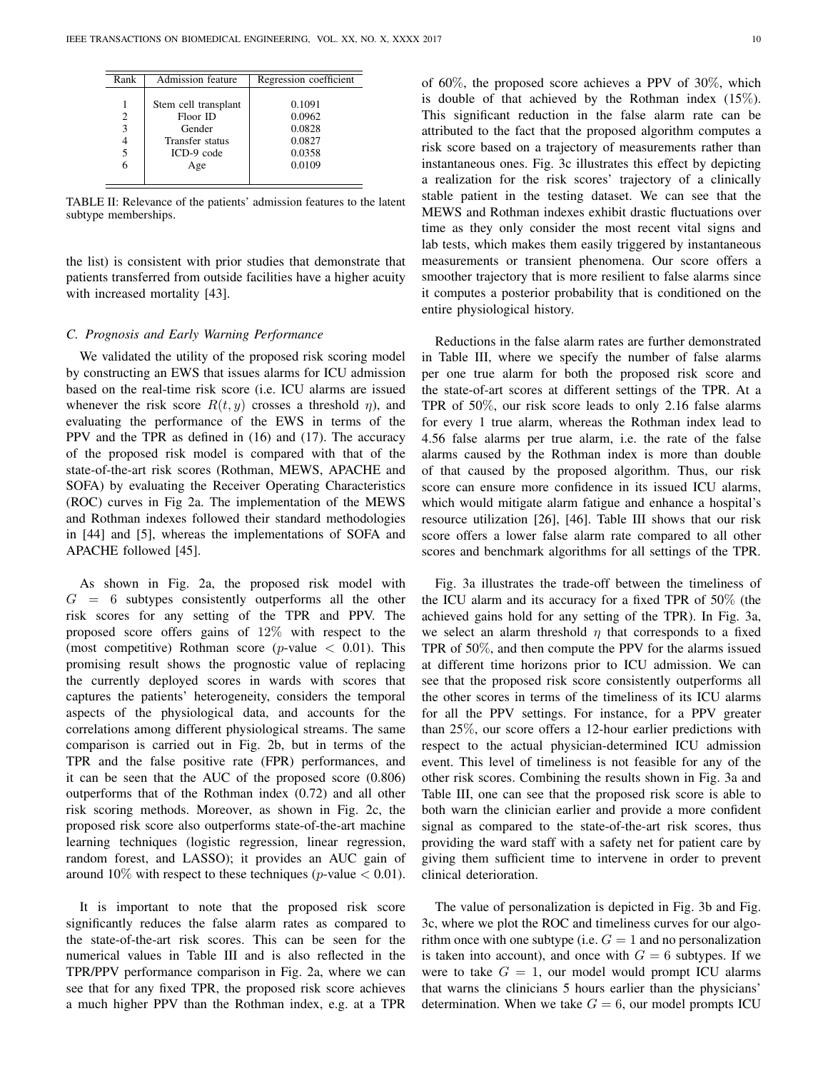| Rank | Admission feature | Regression coefficient |
|---|---|---|
| 1 | Stem cell transplant | 0.1091 |
| 2 | Floor ID | 0.0962 |
| 3 | Gender | 0.0828 |
| 4 | Transfer status | 0.0827 |
| 5 | ICD-9 code | 0.0358 |
| 6 | Age | 0.0109 |

TABLE II: Relevance of the patients' admission features to the latent subtype memberships.

the list) is consistent with prior studies that demonstrate that patients transferred from outside facilities have a higher acuity with increased mortality [43].

### C. Prognosis and Early Warning Performance

We validated the utility of the proposed risk scoring model by constructing an EWS that issues alarms for ICU admission based on the real-time risk score (i.e. ICU alarms are issued whenever the risk score $R(t, y)$ crosses a threshold $\eta$), and evaluating the performance of the EWS in terms of the PPV and the TPR as defined in (16) and (17). The accuracy of the proposed risk model is compared with that of the state-of-the-art risk scores (Rothman, MEWS, APACHE and SOFA) by evaluating the Receiver Operating Characteristics (ROC) curves in Fig 2a. The implementation of the MEWS and Rothman indexes followed their standard methodologies in [44] and [5], whereas the implementations of SOFA and APACHE followed [45].

As shown in Fig. 2a, the proposed risk model with $G = 6$ subtypes consistently outperforms all the other risk scores for any setting of the TPR and PPV. The proposed score offers gains of 12% with respect to the (most competitive) Rothman score ($p$-value $< 0.01$). This promising result shows the prognostic value of replacing the currently deployed scores in wards with scores that captures the patients' heterogeneity, considers the temporal aspects of the physiological data, and accounts for the correlations among different physiological streams. The same comparison is carried out in Fig. 2b, but in terms of the TPR and the false positive rate (FPR) performances, and it can be seen that the AUC of the proposed score (0.806) outperforms that of the Rothman index (0.72) and all other risk scoring methods. Moreover, as shown in Fig. 2c, the proposed risk score also outperforms state-of-the-art machine learning techniques (logistic regression, linear regression, random forest, and LASSO); it provides an AUC gain of around 10% with respect to these techniques ($p$-value $< 0.01$).

It is important to note that the proposed risk score significantly reduces the false alarm rates as compared to the state-of-the-art risk scores. This can be seen for the numerical values in Table III and is also reflected in the TPR/PPV performance comparison in Fig. 2a, where we can see that for any fixed TPR, the proposed risk score achieves a much higher PPV than the Rothman index, e.g. at a TPR of 60%, the proposed score achieves a PPV of 30%, which is double of that achieved by the Rothman index (15%). This significant reduction in the false alarm rate can be attributed to the fact that the proposed algorithm computes a risk score based on a trajectory of measurements rather than instantaneous ones. Fig. 3c illustrates this effect by depicting a realization for the risk scores' trajectory of a clinically stable patient in the testing dataset. We can see that the MEWS and Rothman indexes exhibit drastic fluctuations over time as they only consider the most recent vital signs and lab tests, which makes them easily triggered by instantaneous measurements or transient phenomena. Our score offers a smoother trajectory that is more resilient to false alarms since it computes a posterior probability that is conditioned on the entire physiological history.

Reductions in the false alarm rates are further demonstrated in Table III, where we specify the number of false alarms per one true alarm for both the proposed risk score and the state-of-art scores at different settings of the TPR. At a TPR of 50%, our risk score leads to only 2.16 false alarms for every 1 true alarm, whereas the Rothman index lead to 4.56 false alarms per true alarm, i.e. the rate of the false alarms caused by the Rothman index is more than double of that caused by the proposed algorithm. Thus, our risk score can ensure more confidence in its issued ICU alarms, which would mitigate alarm fatigue and enhance a hospital's resource utilization [26], [46]. Table III shows that our risk score offers a lower false alarm rate compared to all other scores and benchmark algorithms for all settings of the TPR.

Fig. 3a illustrates the trade-off between the timeliness of the ICU alarm and its accuracy for a fixed TPR of 50% (the achieved gains hold for any setting of the TPR). In Fig. 3a, we select an alarm threshold $\eta$ that corresponds to a fixed TPR of 50%, and then compute the PPV for the alarms issued at different time horizons prior to ICU admission. We can see that the proposed risk score consistently outperforms all the other scores in terms of the timeliness of its ICU alarms for all the PPV settings. For instance, for a PPV greater than 25%, our score offers a 12-hour earlier predictions with respect to the actual physician-determined ICU admission event. This level of timeliness is not feasible for any of the other risk scores. Combining the results shown in Fig. 3a and Table III, one can see that the proposed risk score is able to both warn the clinician earlier and provide a more confident signal as compared to the state-of-the-art risk scores, thus providing the ward staff with a safety net for patient care by giving them sufficient time to intervene in order to prevent clinical deterioration.

The value of personalization is depicted in Fig. 3b and Fig. 3c, where we plot the ROC and timeliness curves for our algorithm once with one subtype (i.e. $G = 1$ and no personalization is taken into account), and once with $G = 6$ subtypes. If we were to take $G = 1$, our model would prompt ICU alarms that warns the clinicians 5 hours earlier than the physicians' determination. When we take $G = 6$, our model prompts ICU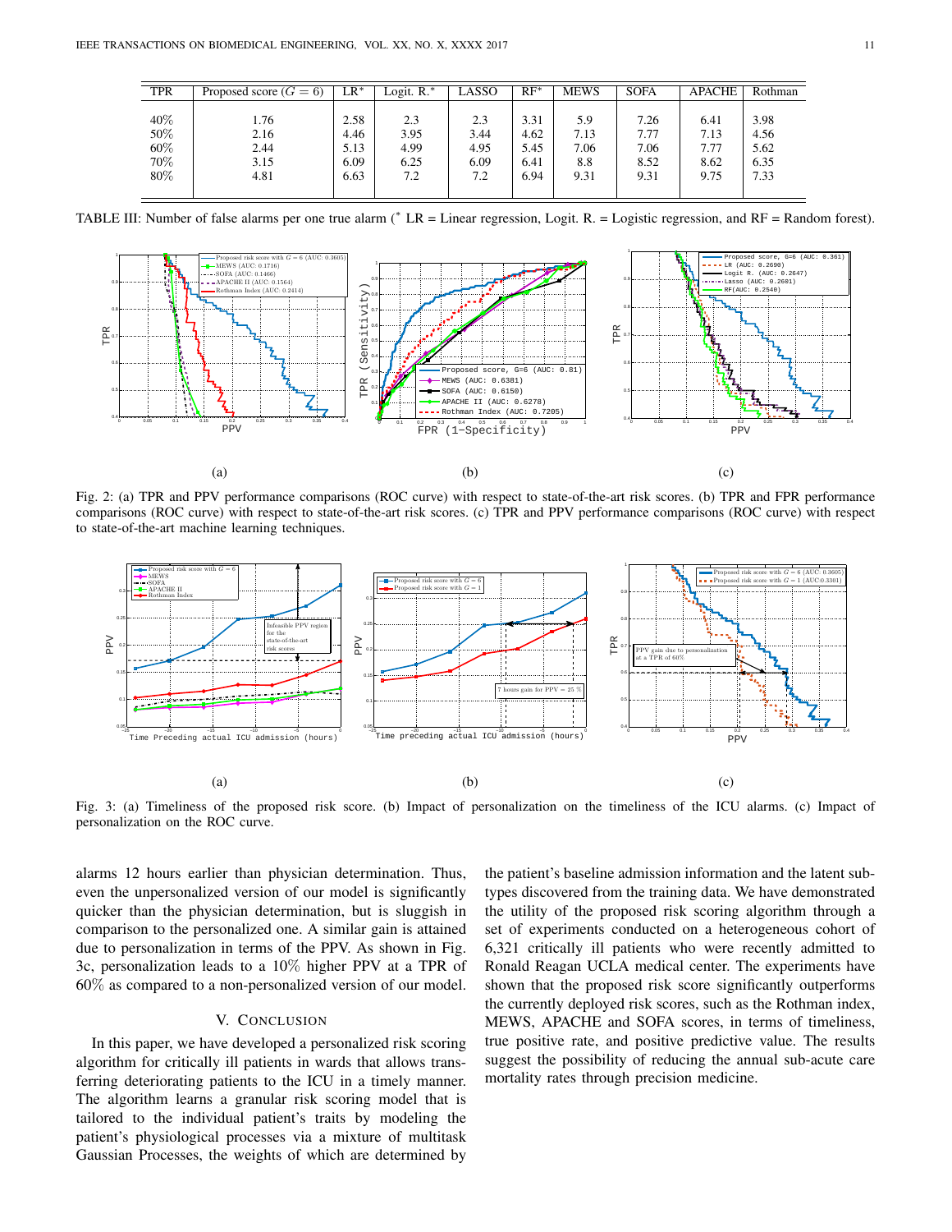| TPR | Proposed score ($G = 6$) | LR* | Logit. R.* | LASSO | RF* | MEWS | SOFA | APACHE | Rothman |
|---|---|---|---|---|---|---|---|---|---|
| 40% | 1.76 | 2.58 | 2.3 | 2.3 | 3.31 | 5.9 | 7.26 | 6.41 | 3.98 |
| 50% | 2.16 | 4.46 | 3.95 | 3.44 | 4.62 | 7.13 | 7.77 | 7.13 | 4.56 |
| 60% | 2.44 | 5.13 | 4.99 | 4.95 | 5.45 | 7.06 | 7.06 | 7.77 | 5.62 |
| 70% | 3.15 | 6.09 | 6.25 | 6.09 | 6.41 | 8.8 | 8.52 | 8.62 | 6.35 |
| 80% | 4.81 | 6.63 | 7.2 | 7.2 | 6.94 | 9.31 | 9.31 | 9.75 | 7.33 |

TABLE III: Number of false alarms per one true alarm (* LR = Linear regression, Logit. R. = Logistic regression, and RF = Random forest).

Fig. 2: (a) TPR and PPV performance comparisons (ROC curve) with respect to state-of-the-art risk scores. (b) TPR and FPR performance comparisons (ROC curve) with respect to state-of-the-art risk scores. (c) TPR and PPV performance comparisons (ROC curve) with respect to state-of-the-art machine learning techniques.

Fig. 3: (a) Timeliness of the proposed risk score. (b) Impact of personalization on the timeliness of the ICU alarms. (c) Impact of personalization on the ROC curve.

alarms 12 hours earlier than physician determination. Thus, even the unpersonalized version of our model is significantly quicker than the physician determination, but is sluggish in comparison to the personalized one. A similar gain is attained due to personalization in terms of the PPV. As shown in Fig. 3c, personalization leads to a 10% higher PPV at a TPR of 60% as compared to a non-personalized version of our model.

## V. Conclusion

In this paper, we have developed a personalized risk scoring algorithm for critically ill patients in wards that allows transferring deteriorating patients to the ICU in a timely manner. The algorithm learns a granular risk scoring model that is tailored to the individual patient's traits by modeling the patient's physiological processes via a mixture of multitask Gaussian Processes, the weights of which are determined by the patient's baseline admission information and the latent subtypes discovered from the training data. We have demonstrated the utility of the proposed risk scoring algorithm through a set of experiments conducted on a heterogeneous cohort of 6,321 critically ill patients who were recently admitted to Ronald Reagan UCLA medical center. The experiments have shown that the proposed risk score significantly outperforms the currently deployed risk scores, such as the Rothman index, MEWS, APACHE and SOFA scores, in terms of timeliness, true positive rate, and positive predictive value. The results suggest the possibility of reducing the annual sub-acute care mortality rates through precision medicine.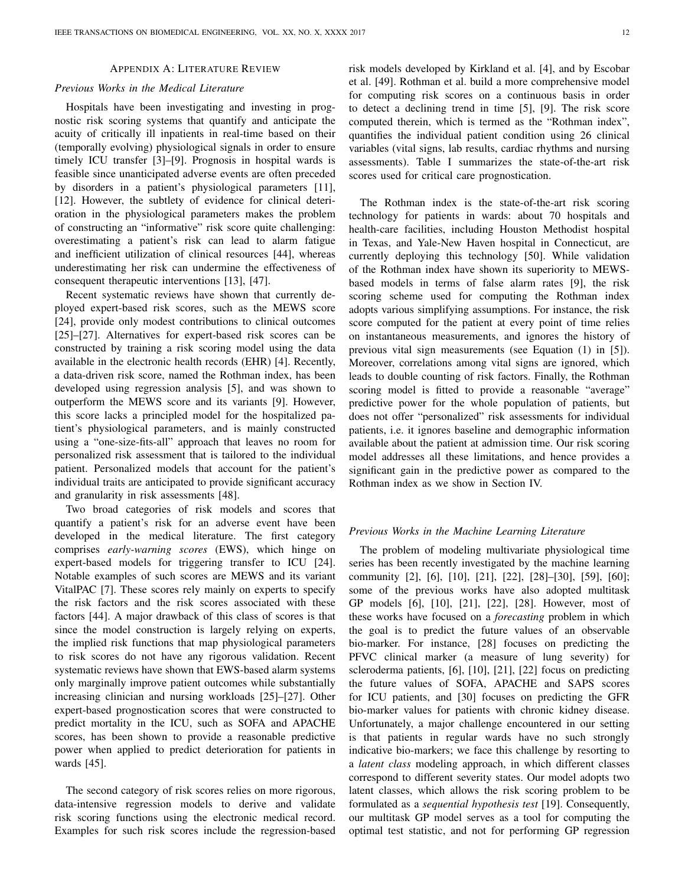## APPENDIX A: LITERATURE REVIEW

### *Previous Works in the Medical Literature*

Hospitals have been investigating and investing in prognostic risk scoring systems that quantify and anticipate the acuity of critically ill inpatients in real-time based on their (temporally evolving) physiological signals in order to ensure timely ICU transfer [3]–[9]. Prognosis in hospital wards is feasible since unanticipated adverse events are often preceded by disorders in a patient's physiological parameters [11], [12]. However, the subtlety of evidence for clinical deterioration in the physiological parameters makes the problem of constructing an "informative" risk score quite challenging: overestimating a patient's risk can lead to alarm fatigue and inefficient utilization of clinical resources [44], whereas underestimating her risk can undermine the effectiveness of consequent therapeutic interventions [13], [47].

Recent systematic reviews have shown that currently deployed expert-based risk scores, such as the MEWS score [24], provide only modest contributions to clinical outcomes [25]–[27]. Alternatives for expert-based risk scores can be constructed by training a risk scoring model using the data available in the electronic health records (EHR) [4]. Recently, a data-driven risk score, named the Rothman index, has been developed using regression analysis [5], and was shown to outperform the MEWS score and its variants [9]. However, this score lacks a principled model for the hospitalized patient's physiological parameters, and is mainly constructed using a "one-size-fits-all" approach that leaves no room for personalized risk assessment that is tailored to the individual patient. Personalized models that account for the patient's individual traits are anticipated to provide significant accuracy and granularity in risk assessments [48].

Two broad categories of risk models and scores that quantify a patient's risk for an adverse event have been developed in the medical literature. The first category comprises *early-warning scores* (EWS), which hinge on expert-based models for triggering transfer to ICU [24]. Notable examples of such scores are MEWS and its variant VitalPAC [7]. These scores rely mainly on experts to specify the risk factors and the risk scores associated with these factors [44]. A major drawback of this class of scores is that since the model construction is largely relying on experts, the implied risk functions that map physiological parameters to risk scores do not have any rigorous validation. Recent systematic reviews have shown that EWS-based alarm systems only marginally improve patient outcomes while substantially increasing clinician and nursing workloads [25]–[27]. Other expert-based prognostication scores that were constructed to predict mortality in the ICU, such as SOFA and APACHE scores, has been shown to provide a reasonable predictive power when applied to predict deterioration for patients in wards [45].

The second category of risk scores relies on more rigorous, data-intensive regression models to derive and validate risk scoring functions using the electronic medical record. Examples for such risk scores include the regression-based risk models developed by Kirkland et al. [4], and by Escobar et al. [49]. Rothman et al. build a more comprehensive model for computing risk scores on a continuous basis in order to detect a declining trend in time [5], [9]. The risk score computed therein, which is termed as the "Rothman index", quantifies the individual patient condition using 26 clinical variables (vital signs, lab results, cardiac rhythms and nursing assessments). Table I summarizes the state-of-the-art risk scores used for critical care prognostication.

The Rothman index is the state-of-the-art risk scoring technology for patients in wards: about 70 hospitals and health-care facilities, including Houston Methodist hospital in Texas, and Yale-New Haven hospital in Connecticut, are currently deploying this technology [50]. While validation of the Rothman index have shown its superiority to MEWS-based models in terms of false alarm rates [9], the risk scoring scheme used for computing the Rothman index adopts various simplifying assumptions. For instance, the risk score computed for the patient at every point of time relies on instantaneous measurements, and ignores the history of previous vital sign measurements (see Equation (1) in [5]). Moreover, correlations among vital signs are ignored, which leads to double counting of risk factors. Finally, the Rothman scoring model is fitted to provide a reasonable "average" predictive power for the whole population of patients, but does not offer "personalized" risk assessments for individual patients, i.e. it ignores baseline and demographic information available about the patient at admission time. Our risk scoring model addresses all these limitations, and hence provides a significant gain in the predictive power as compared to the Rothman index as we show in Section IV.

### *Previous Works in the Machine Learning Literature*

The problem of modeling multivariate physiological time series has been recently investigated by the machine learning community [2], [6], [10], [21], [22], [28]–[30], [59], [60]; some of the previous works have also adopted multitask GP models [6], [10], [21], [22], [28]. However, most of these works have focused on a *forecasting* problem in which the goal is to predict the future values of an observable bio-marker. For instance, [28] focuses on predicting the PFVC clinical marker (a measure of lung severity) for scleroderma patients, [6], [10], [21], [22] focus on predicting the future values of SOFA, APACHE and SAPS scores for ICU patients, and [30] focuses on predicting the GFR bio-marker values for patients with chronic kidney disease. Unfortunately, a major challenge encountered in our setting is that patients in regular wards have no such strongly indicative bio-markers; we face this challenge by resorting to a *latent class* modeling approach, in which different classes correspond to different severity states. Our model adopts two latent classes, which allows the risk scoring problem to be formulated as a *sequential hypothesis test* [19]. Consequently, our multitask GP model serves as a tool for computing the optimal test statistic, and not for performing GP regression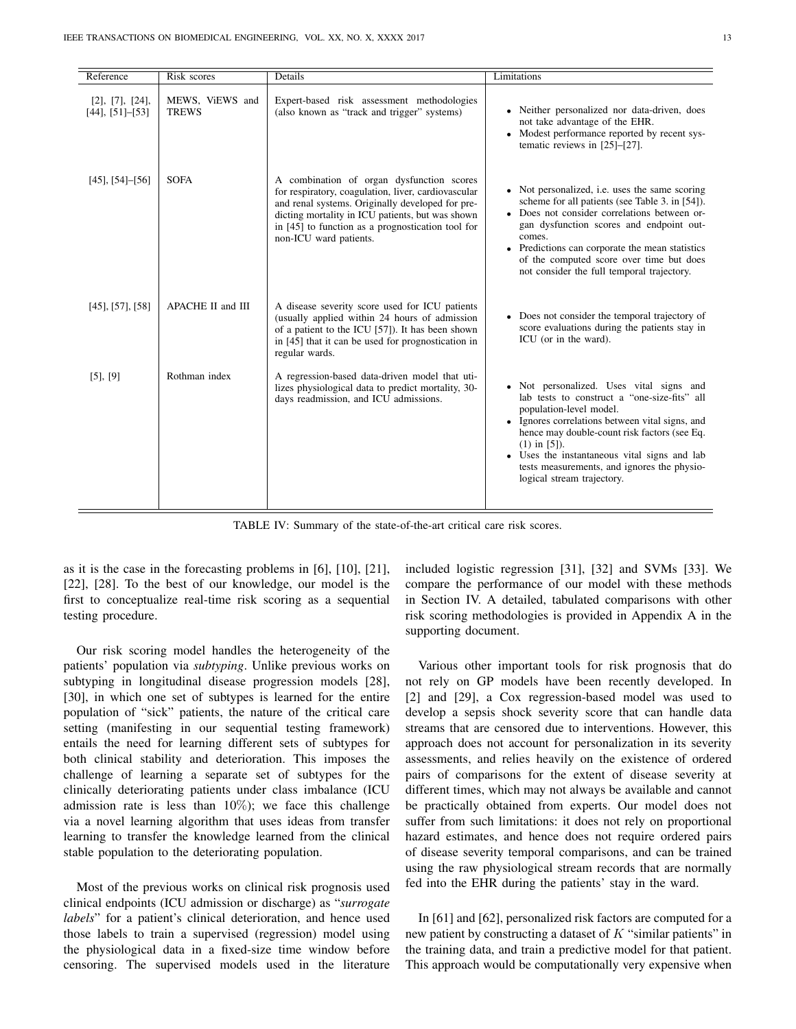| Reference | Risk scores | Details | Limitations |
|---|---|---|---|
| [2], [7], [24], [44], [51]–[53] | MEWS, ViEWS and TREWS | Expert-based risk assessment methodologies (also known as "track and trigger" systems) | • Neither personalized nor data-driven, does not take advantage of the EHR. <br> • Modest performance reported by recent systematic reviews in [25]–[27]. |
| [45], [54]–[56] | SOFA | A combination of organ dysfunction scores for respiratory, coagulation, liver, cardiovascular and renal systems. Originally developed for predicting mortality in ICU patients, but was shown in [45] to function as a prognostication tool for non-ICU ward patients. | • Not personalized, i.e. uses the same scoring scheme for all patients (see Table 3. in [54]). <br> • Does not consider correlations between organ dysfunction scores and endpoint outcomes. <br> • Predictions can corporate the mean statistics of the computed score over time but does not consider the full temporal trajectory. |
| [45], [57], [58] | APACHE II and III | A disease severity score used for ICU patients (usually applied within 24 hours of admission of a patient to the ICU [57]). It has been shown in [45] that it can be used for prognostication in regular wards. | • Does not consider the temporal trajectory of score evaluations during the patients stay in ICU (or in the ward). |
| [5], [9] | Rothman index | A regression-based data-driven model that utilizes physiological data to predict mortality, 30-days readmission, and ICU admissions. | • Not personalized. Uses vital signs and lab tests to construct a "one-size-fits" all population-level model. <br> • Ignores correlations between vital signs, and hence may double-count risk factors (see Eq. (1) in [5]). <br> • Uses the instantaneous vital signs and lab tests measurements, and ignores the physiological stream trajectory. |

TABLE IV: Summary of the state-of-the-art critical care risk scores.

as it is the case in the forecasting problems in [6], [10], [21], [22], [28]. To the best of our knowledge, our model is the first to conceptualize real-time risk scoring as a sequential testing procedure.

Our risk scoring model handles the heterogeneity of the patients' population via *subtyping*. Unlike previous works on subtyping in longitudinal disease progression models [28], [30], in which one set of subtypes is learned for the entire population of "sick" patients, the nature of the critical care setting (manifesting in our sequential testing framework) entails the need for learning different sets of subtypes for both clinical stability and deterioration. This imposes the challenge of learning a separate set of subtypes for the clinically deteriorating patients under class imbalance (ICU admission rate is less than 10%); we face this challenge via a novel learning algorithm that uses ideas from transfer learning to transfer the knowledge learned from the clinical stable population to the deteriorating population.

Most of the previous works on clinical risk prognosis used clinical endpoints (ICU admission or discharge) as "*surrogate labels*" for a patient's clinical deterioration, and hence used those labels to train a supervised (regression) model using the physiological data in a fixed-size time window before censoring. The supervised models used in the literature included logistic regression [31], [32] and SVMs [33]. We compare the performance of our model with these methods in Section IV. A detailed, tabulated comparisons with other risk scoring methodologies is provided in Appendix A in the supporting document.

Various other important tools for risk prognosis that do not rely on GP models have been recently developed. In [2] and [29], a Cox regression-based model was used to develop a sepsis shock severity score that can handle data streams that are censored due to interventions. However, this approach does not account for personalization in its severity assessments, and relies heavily on the existence of ordered pairs of comparisons for the extent of disease severity at different times, which may not always be available and cannot be practically obtained from experts. Our model does not suffer from such limitations: it does not rely on proportional hazard estimates, and hence does not require ordered pairs of disease severity temporal comparisons, and can be trained using the raw physiological stream records that are normally fed into the EHR during the patients' stay in the ward.

In [61] and [62], personalized risk factors are computed for a new patient by constructing a dataset of $K$ "similar patients" in the training data, and train a predictive model for that patient. This approach would be computationally very expensive when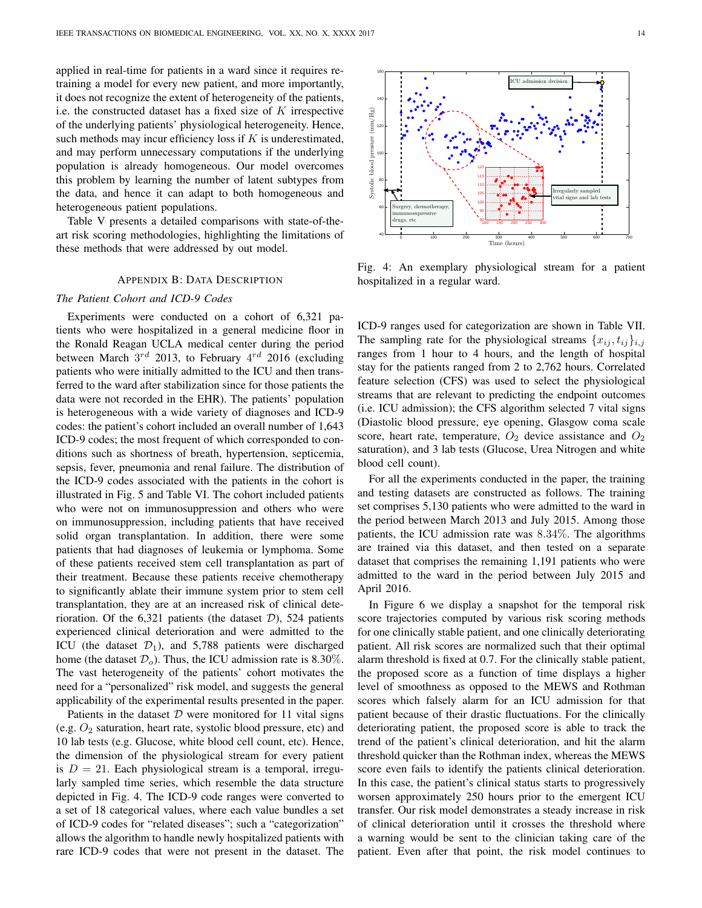applied in real-time for patients in a ward since it requires re-training a model for every new patient, and more importantly, it does not recognize the extent of heterogeneity of the patients, i.e. the constructed dataset has a fixed size of $K$ irrespective of the underlying patients' physiological heterogeneity. Hence, such methods may incur efficiency loss if $K$ is underestimated, and may perform unnecessary computations if the underlying population is already homogeneous. Our model overcomes this problem by learning the number of latent subtypes from the data, and hence it can adapt to both homogeneous and heterogeneous patient populations.

Table V presents a detailed comparisons with state-of-the-art risk scoring methodologies, highlighting the limitations of these methods that were addressed by out model.

## Appendix B: Data Description

### *The Patient Cohort and ICD-9 Codes*

Experiments were conducted on a cohort of 6,321 patients who were hospitalized in a general medicine floor in the Ronald Reagan UCLA medical center during the period between March $3^{rd}$ 2013, to February $4^{rd}$ 2016 (excluding patients who were initially admitted to the ICU and then transferred to the ward after stabilization since for those patients the data were not recorded in the EHR). The patients' population is heterogeneous with a wide variety of diagnoses and ICD-9 codes: the patient's cohort included an overall number of 1,643 ICD-9 codes; the most frequent of which corresponded to conditions such as shortness of breath, hypertension, septicemia, sepsis, fever, pneumonia and renal failure. The distribution of the ICD-9 codes associated with the patients in the cohort is illustrated in Fig. 5 and Table VI. The cohort included patients who were not on immunosuppression and others who were on immunosuppression, including patients that have received solid organ transplantation. In addition, there were some patients that had diagnoses of leukemia or lymphoma. Some of these patients received stem cell transplantation as part of their treatment. Because these patients receive chemotherapy to significantly ablate their immune system prior to stem cell transplantation, they are at an increased risk of clinical deterioration. Of the 6,321 patients (the dataset $\mathcal{D}$), 524 patients experienced clinical deterioration and were admitted to the ICU (the dataset $\mathcal{D}_1$), and 5,788 patients were discharged home (the dataset $\mathcal{D}_o$). Thus, the ICU admission rate is 8.30%. The vast heterogeneity of the patients' cohort motivates the need for a "personalized" risk model, and suggests the general applicability of the experimental results presented in the paper.

Patients in the dataset $\mathcal{D}$ were monitored for 11 vital signs (e.g. $O_2$ saturation, heart rate, systolic blood pressure, etc) and 10 lab tests (e.g. Glucose, white blood cell count, etc). Hence, the dimension of the physiological stream for every patient is $D = 21$. Each physiological stream is a temporal, irregularly sampled time series, which resemble the data structure depicted in Fig. 4. The ICD-9 code ranges were converted to a set of 18 categorical values, where each value bundles a set of ICD-9 codes for "related diseases"; such a "categorization" allows the algorithm to handle newly hospitalized patients with rare ICD-9 codes that were not present in the dataset. The ICD-9 ranges used for categorization are shown in Table VII. The sampling rate for the physiological streams $\{x_{ij}, t_{ij}\}_{i,j}$ ranges from 1 hour to 4 hours, and the length of hospital stay for the patients ranged from 2 to 2,762 hours. Correlated feature selection (CFS) was used to select the physiological streams that are relevant to predicting the endpoint outcomes (i.e. ICU admission); the CFS algorithm selected 7 vital signs (Diastolic blood pressure, eye opening, Glasgow coma scale score, heart rate, temperature, $O_2$ device assistance and $O_2$ saturation), and 3 lab tests (Glucose, Urea Nitrogen and white blood cell count).

Fig. 4: An exemplary physiological stream for a patient hospitalized in a regular ward.

For all the experiments conducted in the paper, the training and testing datasets are constructed as follows. The training set comprises 5,130 patients who were admitted to the ward in the period between March 2013 and July 2015. Among those patients, the ICU admission rate was $8.34\%$. The algorithms are trained via this dataset, and then tested on a separate dataset that comprises the remaining 1,191 patients who were admitted to the ward in the period between July 2015 and April 2016.

In Figure 6 we display a snapshot for the temporal risk score trajectories computed by various risk scoring methods for one clinically stable patient, and one clinically deteriorating patient. All risk scores are normalized such that their optimal alarm threshold is fixed at 0.7. For the clinically stable patient, the proposed score as a function of time displays a higher level of smoothness as opposed to the MEWS and Rothman scores which falsely alarm for an ICU admission for that patient because of their drastic fluctuations. For the clinically deteriorating patient, the proposed score is able to track the trend of the patient's clinical deterioration, and hit the alarm threshold quicker than the Rothman index, whereas the MEWS score even fails to identify the patients clinical deterioration. In this case, the patient's clinical status starts to progressively worsen approximately 250 hours prior to the emergent ICU transfer. Our risk model demonstrates a steady increase in risk of clinical deterioration until it crosses the threshold where a warning would be sent to the clinician taking care of the patient. Even after that point, the risk model continues to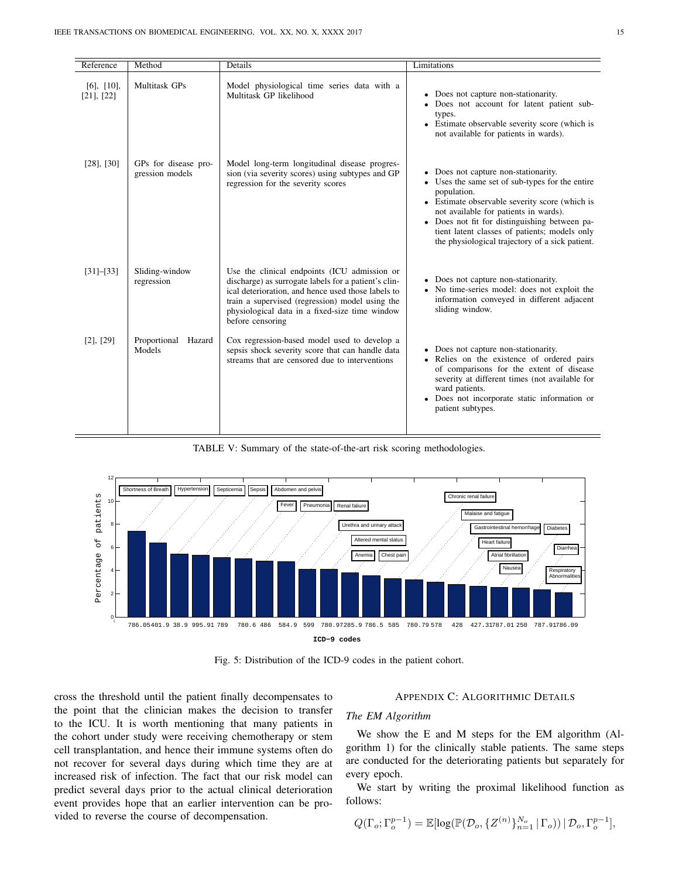| Reference | Method | Details | Limitations |
|---|---|---|---|
| [6], [10], [21], [22] | Multitask GPs | Model physiological time series data with a Multitask GP likelihood | • Does not capture non-stationarity. • Does not account for latent patient subtypes. • Estimate observable severity score (which is not available for patients in wards). |
| [28], [30] | GPs for disease progression models | Model long-term longitudinal disease progression (via severity scores) using subtypes and GP regression for the severity scores | • Does not capture non-stationarity. • Uses the same set of sub-types for the entire population. • Estimate observable severity score (which is not available for patients in wards). • Does not fit for distinguishing between patient latent classes of patients; models only the physiological trajectory of a sick patient. |
| [31]–[33] | Sliding-window regression | Use the clinical endpoints (ICU admission or discharge) as surrogate labels for a patient's clinical deterioration, and hence used those labels to train a supervised (regression) model using the physiological data in a fixed-size time window before censoring | • Does not capture non-stationarity. • No time-series model: does not exploit the information conveyed in different adjacent sliding window. |
| [2], [29] | Proportional Hazard Models | Cox regression-based model used to develop a sepsis shock severity score that can handle data streams that are censored due to interventions | • Does not capture non-stationarity. • Relies on the existence of ordered pairs of comparisons for the extent of disease severity at different times (not available for ward patients. • Does not incorporate static information or patient subtypes. |

TABLE V: Summary of the state-of-the-art risk scoring methodologies.

Fig. 5: Distribution of the ICD-9 codes in the patient cohort.

cross the threshold until the patient finally decompensates to the point that the clinician makes the decision to transfer to the ICU. It is worth mentioning that many patients in the cohort under study were receiving chemotherapy or stem cell transplantation, and hence their immune systems often do not recover for several days during which time they are at increased risk of infection. The fact that our risk model can predict several days prior to the actual clinical deterioration event provides hope that an earlier intervention can be provided to reverse the course of decompensation.

## Appendix C: Algorithmic Details

### *The EM Algorithm*

We show the E and M steps for the EM algorithm (Algorithm 1) for the clinically stable patients. The same steps are conducted for the deteriorating patients but separately for every epoch.

We start by writing the proximal likelihood function as follows:

$$Q(\Gamma_o; \Gamma_o^{p-1}) = \mathbb{E}[\log(\mathbb{P}(\mathcal{D}_o, \{Z^{(n)}\}_{n=1}^{N_o} \,|\, \Gamma_o)) \,|\, \mathcal{D}_o, \Gamma_o^{p-1}],$$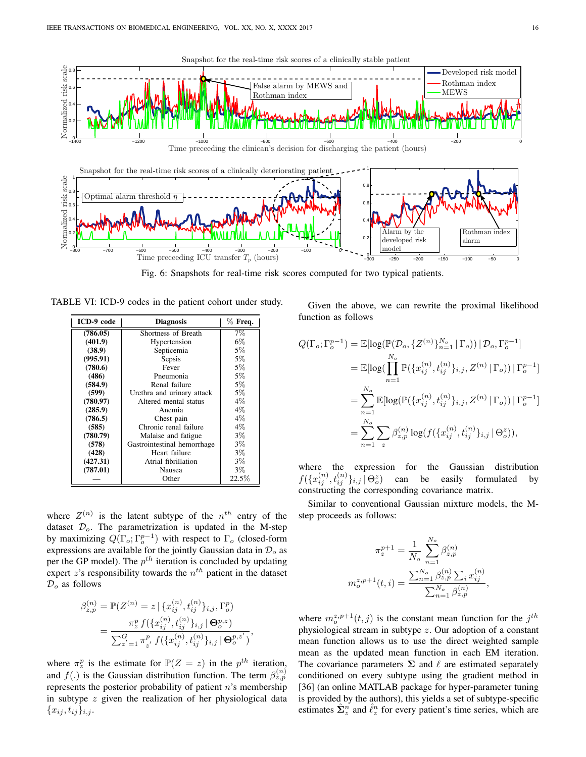Fig. 6: Snapshots for real-time risk scores computed for two typical patients.

TABLE VI: ICD-9 codes in the patient cohort under study.

| ICD-9 code | Diagnosis | % Freq. |
|---|---|---|
| **(786.05)** | Shortness of Breath | 7% |
| **(401.9)** | Hypertension | 6% |
| **(38.9)** | Septicemia | 5% |
| **(995.91)** | Sepsis | 5% |
| **(780.6)** | Fever | 5% |
| **(486)** | Pneumonia | 5% |
| **(584.9)** | Renal failure | 5% |
| **(599)** | Urethra and urinary attack | 5% |
| **(780.97)** | Altered mental status | 4% |
| **(285.9)** | Anemia | 4% |
| **(786.5)** | Chest pain | 4% |
| **(585)** | Chronic renal failure | 4% |
| **(780.79)** | Malaise and fatigue | 3% |
| **(578)** | Gastrointestinal hemorrhage | 3% |
| **(428)** | Heart failure | 3% |
| **(427.31)** | Atrial fibrillation | 3% |
| **(787.01)** | Nausea | 3% |
| — | Other | 22.5% |

where $Z^{(n)}$ is the latent subtype of the $n^{th}$ entry of the dataset $\mathcal{D}_o$. The parametrization is updated in the M-step by maximizing $Q(\Gamma_o;\Gamma_o^{p-1})$ with respect to $\Gamma_o$ (closed-form expressions are available for the jointly Gaussian data in $\mathcal{D}_o$ as per the GP model). The $p^{th}$ iteration is concluded by updating expert $z$'s responsibility towards the $n^{th}$ patient in the dataset $\mathcal{D}_o$ as follows

$$\beta_{z,p}^{(n)} = \mathbb{P}(Z^{(n)} = z \,|\, \{x_{ij}^{(n)}, t_{ij}^{(n)}\}_{i,j}, \Gamma_o^{p})$$
$$= \frac{\pi_z^p \, f(\{x_{ij}^{(n)}, t_{ij}^{(n)}\}_{i,j} \,|\, \mathbf{\Theta}_o^{p,z})}{\sum_{z'=1}^{G} \pi_{z'}^p \, f(\{x_{ij}^{(n)}, t_{ij}^{(n)}\}_{i,j} \,|\, \mathbf{\Theta}_o^{p,z'})},$$

where $\pi_z^p$ is the estimate for $\mathbb{P}(Z = z)$ in the $p^{th}$ iteration, and $f(.)$ is the Gaussian distribution function. The term $\beta_{z,p}^{(n)}$ represents the posterior probability of patient $n$'s membership in subtype $z$ given the realization of her physiological data $\{x_{ij}, t_{ij}\}_{i,j}$.

Given the above, we can rewrite the proximal likelihood function as follows

$$Q(\Gamma_o;\Gamma_o^{p-1}) = \mathbb{E}[\log(\mathbb{P}(\mathcal{D}_o, \{Z^{(n)}\}_{n=1}^{N_o} \,|\, \Gamma_o)) \,|\, \mathcal{D}_o, \Gamma_o^{p-1}]$$
$$= \mathbb{E}[\log(\prod_{n=1}^{N_o} \mathbb{P}(\{x_{ij}^{(n)}, t_{ij}^{(n)}\}_{i,j}, Z^{(n)} \,|\, \Gamma_o)) \,|\, \Gamma_o^{p-1}]$$
$$= \sum_{n=1}^{N_o} \mathbb{E}[\log(\mathbb{P}(\{x_{ij}^{(n)}, t_{ij}^{(n)}\}_{i,j}, Z^{(n)} \,|\, \Gamma_o)) \,|\, \Gamma_o^{p-1}]$$
$$= \sum_{n=1}^{N_o} \sum_{z} \beta_{z,p}^{(n)} \log(f(\{x_{ij}^{(n)}, t_{ij}^{(n)}\}_{i,j} \,|\, \Theta_o^{z})),$$

where the expression for the Gaussian distribution $f(\{x_{ij}^{(n)}, t_{ij}^{(n)}\}_{i,j} \,|\, \Theta_o^z)$ can be easily formulated by constructing the corresponding covariance matrix.

Similar to conventional Gaussian mixture models, the M-step proceeds as follows:

$$\pi_z^{p+1} = \frac{1}{N_o} \sum_{n=1}^{N_o} \beta_{z,p}^{(n)}$$
$$m_o^{z,p+1}(t,i) = \frac{\sum_{n=1}^{N_o} \beta_{z,p}^{(n)} \sum_i x_{ij}^{(n)}}{\sum_{n=1}^{N_o} \beta_{z,p}^{(n)}},$$

where $m_o^{z,p+1}(t,j)$ is the constant mean function for the $j^{th}$ physiological stream in subtype $z$. Our adoption of a constant mean function allows us to use the direct weighted sample mean as the updated mean function in each EM iteration. The covariance parameters $\mathbf{\Sigma}$ and $\ell$ are estimated separately conditioned on every subtype using the gradient method in [36] (an online MATLAB package for hyper-parameter tuning is provided by the authors), this yields a set of subtype-specific estimates $\hat{\mathbf{\Sigma}}_z^n$ and $\hat{\ell}_z^n$ for every patient's time series, which are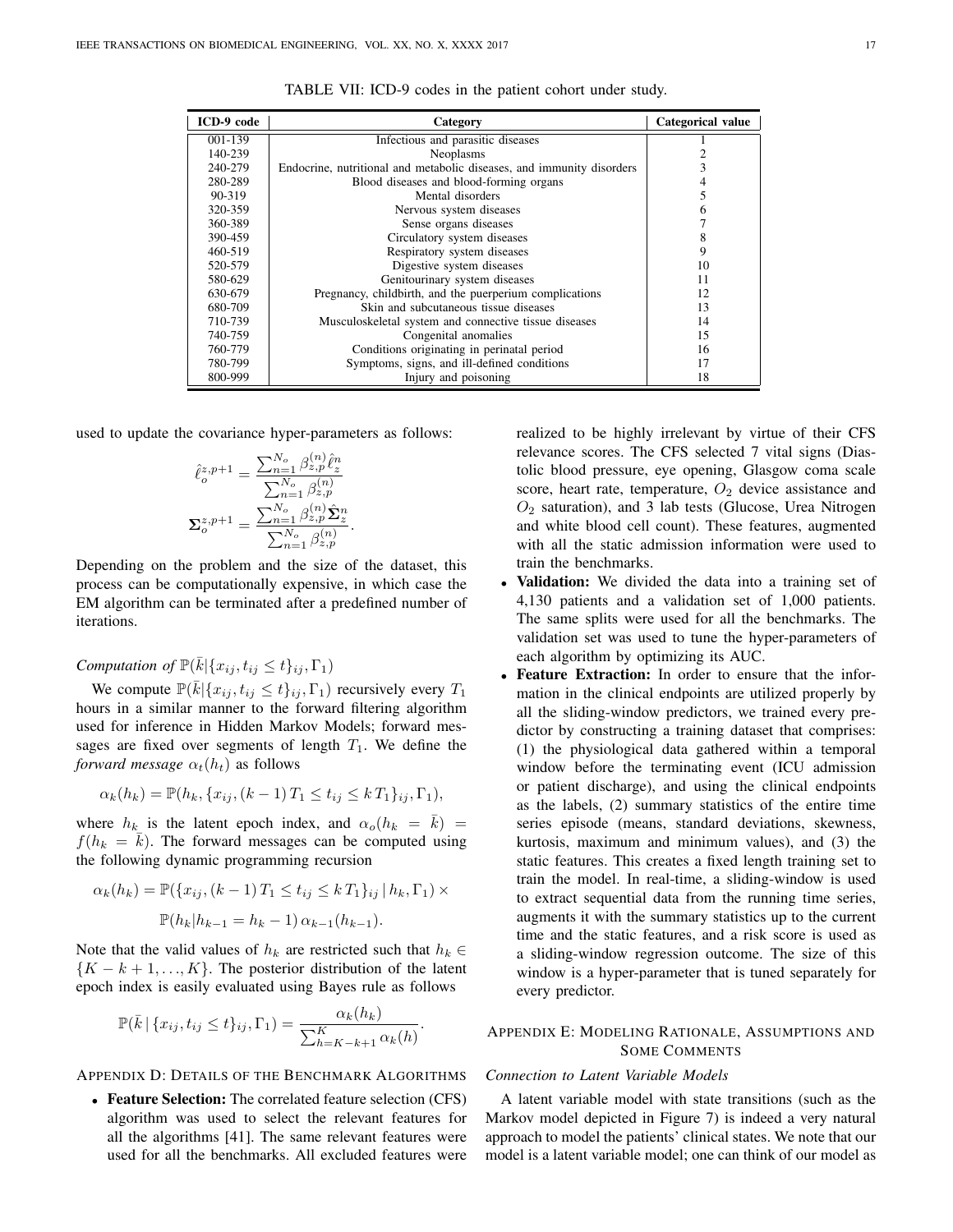TABLE VII: ICD-9 codes in the patient cohort under study.

| ICD-9 code | Category | Categorical value |
|---|---|---|
| 001-139 | Infectious and parasitic diseases | 1 |
| 140-239 | Neoplasms | 2 |
| 240-279 | Endocrine, nutritional and metabolic diseases, and immunity disorders | 3 |
| 280-289 | Blood diseases and blood-forming organs | 4 |
| 90-319 | Mental disorders | 5 |
| 320-359 | Nervous system diseases | 6 |
| 360-389 | Sense organs diseases | 7 |
| 390-459 | Circulatory system diseases | 8 |
| 460-519 | Respiratory system diseases | 9 |
| 520-579 | Digestive system diseases | 10 |
| 580-629 | Genitourinary system diseases | 11 |
| 630-679 | Pregnancy, childbirth, and the puerperium complications | 12 |
| 680-709 | Skin and subcutaneous tissue diseases | 13 |
| 710-739 | Musculoskeletal system and connective tissue diseases | 14 |
| 740-759 | Congenital anomalies | 15 |
| 760-779 | Conditions originating in perinatal period | 16 |
| 780-799 | Symptoms, signs, and ill-defined conditions | 17 |
| 800-999 | Injury and poisoning | 18 |

used to update the covariance hyper-parameters as follows:

$$\hat{\ell}_o^{z,p+1} = \frac{\sum_{n=1}^{N_o} \beta_{z,p}^{(n)} \hat{\ell}_z^n}{\sum_{n=1}^{N_o} \beta_{z,p}^{(n)}}$$

$$\mathbf{\Sigma}_o^{z,p+1} = \frac{\sum_{n=1}^{N_o} \beta_{z,p}^{(n)} \hat{\mathbf{\Sigma}}_z^n}{\sum_{n=1}^{N_o} \beta_{z,p}^{(n)}}.$$

Depending on the problem and the size of the dataset, this process can be computationally expensive, in which case the EM algorithm can be terminated after a predefined number of iterations.

*Computation of* $\mathbb{P}(\bar{k}|\{x_{ij}, t_{ij} \leq t\}_{ij}, \Gamma_1)$

We compute $\mathbb{P}(\bar{k}|\{x_{ij}, t_{ij} \leq t\}_{ij}, \Gamma_1)$ recursively every $T_1$ hours in a similar manner to the forward filtering algorithm used for inference in Hidden Markov Models; forward messages are fixed over segments of length $T_1$. We define the *forward message* $\alpha_t(h_t)$ as follows

$$\alpha_k(h_k) = \mathbb{P}(h_k, \{x_{ij}, (k-1)\,T_1 \leq t_{ij} \leq k\,T_1\}_{ij}, \Gamma_1),$$

where $h_k$ is the latent epoch index, and $\alpha_o(h_k = \bar{k}) = f(h_k = \bar{k})$. The forward messages can be computed using the following dynamic programming recursion

$$\alpha_k(h_k) = \mathbb{P}(\{x_{ij}, (k-1)\,T_1 \leq t_{ij} \leq k\,T_1\}_{ij} \,|\, h_k, \Gamma_1) \times$$
$$\mathbb{P}(h_k|h_{k-1} = h_k - 1)\, \alpha_{k-1}(h_{k-1}).$$

Note that the valid values of $h_k$ are restricted such that $h_k \in \{K-k+1, \ldots, K\}$. The posterior distribution of the latent epoch index is easily evaluated using Bayes rule as follows

$$\mathbb{P}(\bar{k}\,|\,\{x_{ij}, t_{ij} \leq t\}_{ij}, \Gamma_1) = \frac{\alpha_k(h_k)}{\sum_{h=K-k+1}^{K} \alpha_k(h)}.$$

## Appendix D: Details of the Benchmark Algorithms

- **Feature Selection:** The correlated feature selection (CFS) algorithm was used to select the relevant features for all the algorithms [41]. The same relevant features were used for all the benchmarks. All excluded features were realized to be highly irrelevant by virtue of their CFS relevance scores. The CFS selected 7 vital signs (Diastolic blood pressure, eye opening, Glasgow coma scale score, heart rate, temperature, $O_2$ device assistance and $O_2$ saturation), and 3 lab tests (Glucose, Urea Nitrogen and white blood cell count). These features, augmented with all the static admission information were used to train the benchmarks.
- **Validation:** We divided the data into a training set of 4,130 patients and a validation set of 1,000 patients. The same splits were used for all the benchmarks. The validation set was used to tune the hyper-parameters of each algorithm by optimizing its AUC.
- **Feature Extraction:** In order to ensure that the information in the clinical endpoints are utilized properly by all the sliding-window predictors, we trained every predictor by constructing a training dataset that comprises: (1) the physiological data gathered within a temporal window before the terminating event (ICU admission or patient discharge), and using the clinical endpoints as the labels, (2) summary statistics of the entire time series episode (means, standard deviations, skewness, kurtosis, maximum and minimum values), and (3) the static features. This creates a fixed length training set to train the model. In real-time, a sliding-window is used to extract sequential data from the running time series, augments it with the summary statistics up to the current time and the static features, and a risk score is used as a sliding-window regression outcome. The size of this window is a hyper-parameter that is tuned separately for every predictor.

## Appendix E: Modeling Rationale, Assumptions and Some Comments

*Connection to Latent Variable Models*

A latent variable model with state transitions (such as the Markov model depicted in Figure 7) is indeed a very natural approach to model the patients' clinical states. We note that our model is a latent variable model; one can think of our model as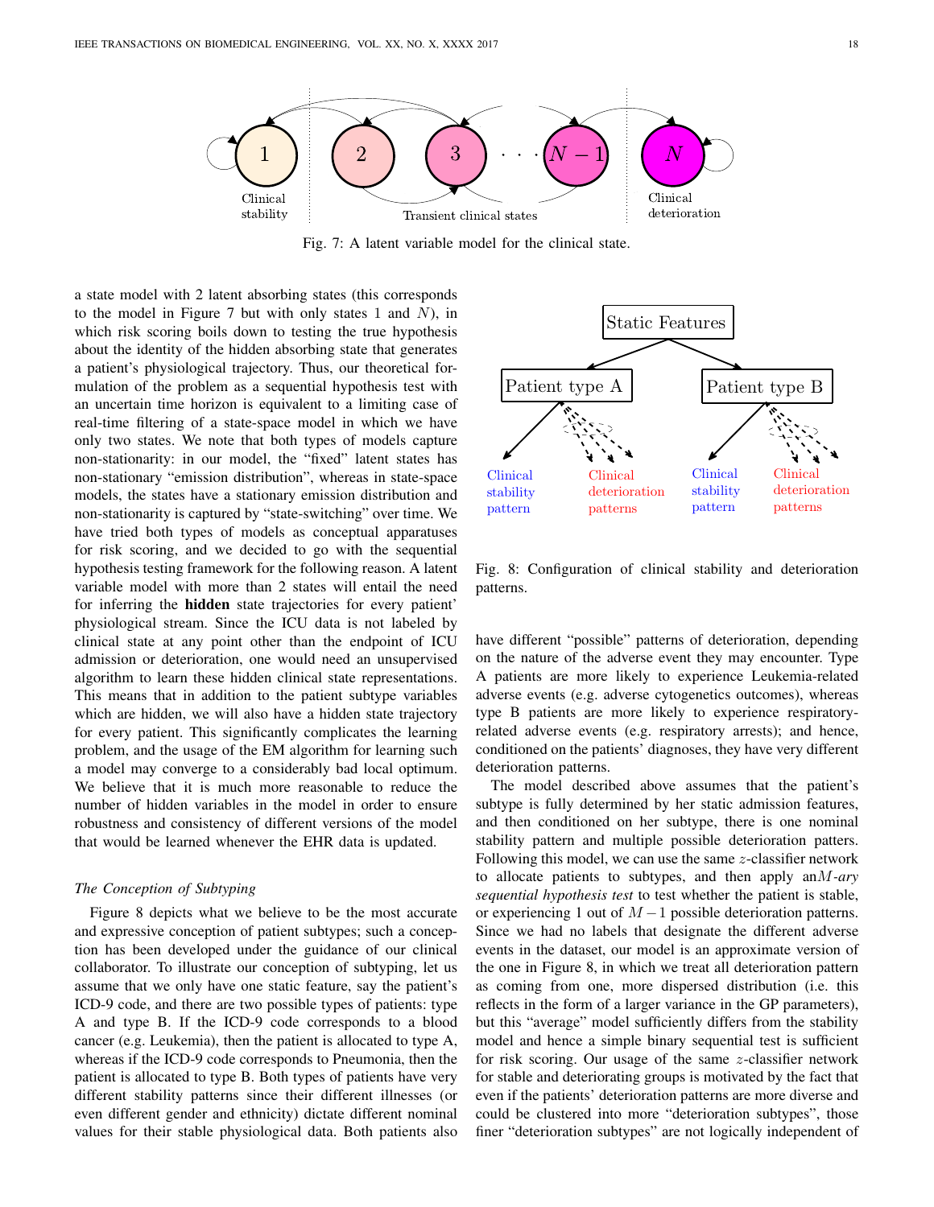Fig. 7: A latent variable model for the clinical state.

a state model with 2 latent absorbing states (this corresponds to the model in Figure 7 but with only states 1 and $N$), in which risk scoring boils down to testing the true hypothesis about the identity of the hidden absorbing state that generates a patient's physiological trajectory. Thus, our theoretical formulation of the problem as a sequential hypothesis test with an uncertain time horizon is equivalent to a limiting case of real-time filtering of a state-space model in which we have only two states. We note that both types of models capture non-stationarity: in our model, the "fixed" latent states has non-stationary "emission distribution", whereas in state-space models, the states have a stationary emission distribution and non-stationarity is captured by "state-switching" over time. We have tried both types of models as conceptual apparatuses for risk scoring, and we decided to go with the sequential hypothesis testing framework for the following reason. A latent variable model with more than 2 states will entail the need for inferring the **hidden** state trajectories for every patient' physiological stream. Since the ICU data is not labeled by clinical state at any point other than the endpoint of ICU admission or deterioration, one would need an unsupervised algorithm to learn these hidden clinical state representations. This means that in addition to the patient subtype variables which are hidden, we will also have a hidden state trajectory for every patient. This significantly complicates the learning problem, and the usage of the EM algorithm for learning such a model may converge to a considerably bad local optimum. We believe that it is much more reasonable to reduce the number of hidden variables in the model in order to ensure robustness and consistency of different versions of the model that would be learned whenever the EHR data is updated.

### *The Conception of Subtyping*

Figure 8 depicts what we believe to be the most accurate and expressive conception of patient subtypes; such a conception has been developed under the guidance of our clinical collaborator. To illustrate our conception of subtyping, let us assume that we only have one static feature, say the patient's ICD-9 code, and there are two possible types of patients: type A and type B. If the ICD-9 code corresponds to a blood cancer (e.g. Leukemia), then the patient is allocated to type A, whereas if the ICD-9 code corresponds to Pneumonia, then the patient is allocated to type B. Both types of patients have very different stability patterns since their different illnesses (or even different gender and ethnicity) dictate different nominal values for their stable physiological data. Both patients also have different "possible" patterns of deterioration, depending on the nature of the adverse event they may encounter. Type A patients are more likely to experience Leukemia-related adverse events (e.g. adverse cytogenetics outcomes), whereas type B patients are more likely to experience respiratory-related adverse events (e.g. respiratory arrests); and hence, conditioned on the patients' diagnoses, they have very different deterioration patterns.

Fig. 8: Configuration of clinical stability and deterioration patterns.

The model described above assumes that the patient's subtype is fully determined by her static admission features, and then conditioned on her subtype, there is one nominal stability pattern and multiple possible deterioration patters. Following this model, we can use the same $z$-classifier network to allocate patients to subtypes, and then apply an*$M$-ary sequential hypothesis test* to test whether the patient is stable, or experiencing 1 out of $M-1$ possible deterioration patterns. Since we had no labels that designate the different adverse events in the dataset, our model is an approximate version of the one in Figure 8, in which we treat all deterioration pattern as coming from one, more dispersed distribution (i.e. this reflects in the form of a larger variance in the GP parameters), but this "average" model sufficiently differs from the stability model and hence a simple binary sequential test is sufficient for risk scoring. Our usage of the same $z$-classifier network for stable and deteriorating groups is motivated by the fact that even if the patients' deterioration patterns are more diverse and could be clustered into more "deterioration subtypes", those finer "deterioration subtypes" are not logically independent of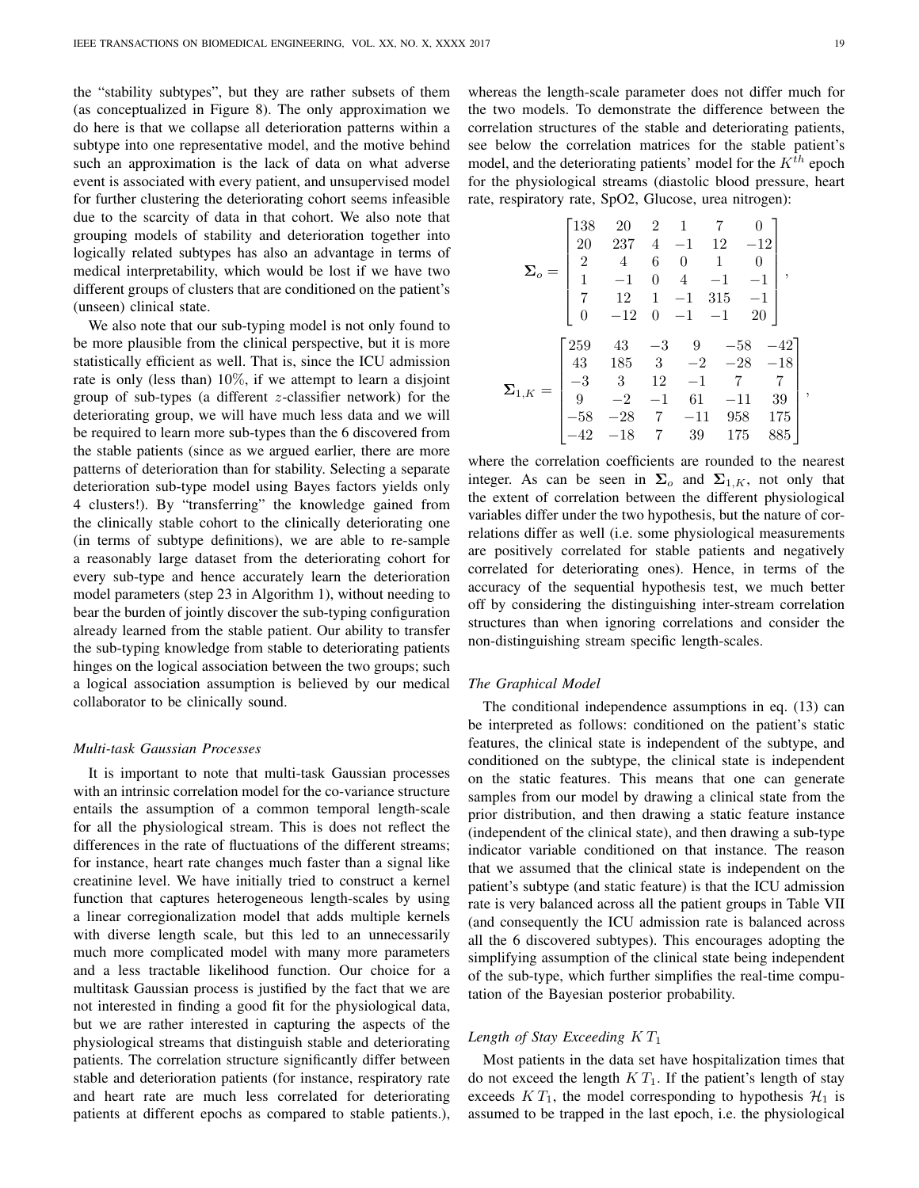the "stability subtypes", but they are rather subsets of them (as conceptualized in Figure 8). The only approximation we do here is that we collapse all deterioration patterns within a subtype into one representative model, and the motive behind such an approximation is the lack of data on what adverse event is associated with every patient, and unsupervised model for further clustering the deteriorating cohort seems infeasible due to the scarcity of data in that cohort. We also note that grouping models of stability and deterioration together into logically related subtypes has also an advantage in terms of medical interpretability, which would be lost if we have two different groups of clusters that are conditioned on the patient's (unseen) clinical state.

We also note that our sub-typing model is not only found to be more plausible from the clinical perspective, but it is more statistically efficient as well. That is, since the ICU admission rate is only (less than) $10\%$, if we attempt to learn a disjoint group of sub-types (a different $z$-classifier network) for the deteriorating group, we will have much less data and we will be required to learn more sub-types than the 6 discovered from the stable patients (since as we argued earlier, there are more patterns of deterioration than for stability. Selecting a separate deterioration sub-type model using Bayes factors yields only 4 clusters!). By "transferring" the knowledge gained from the clinically stable cohort to the clinically deteriorating one (in terms of subtype definitions), we are able to re-sample a reasonably large dataset from the deteriorating cohort for every sub-type and hence accurately learn the deterioration model parameters (step 23 in Algorithm 1), without needing to bear the burden of jointly discover the sub-typing configuration already learned from the stable patient. Our ability to transfer the sub-typing knowledge from stable to deteriorating patients hinges on the logical association between the two groups; such a logical association assumption is believed by our medical collaborator to be clinically sound.

### *Multi-task Gaussian Processes*

It is important to note that multi-task Gaussian processes with an intrinsic correlation model for the co-variance structure entails the assumption of a common temporal length-scale for all the physiological stream. This is does not reflect the differences in the rate of fluctuations of the different streams; for instance, heart rate changes much faster than a signal like creatinine level. We have initially tried to construct a kernel function that captures heterogeneous length-scales by using a linear corregionalization model that adds multiple kernels with diverse length scale, but this led to an unnecessarily much more complicated model with many more parameters and a less tractable likelihood function. Our choice for a multitask Gaussian process is justified by the fact that we are not interested in finding a good fit for the physiological data, but we are rather interested in capturing the aspects of the physiological streams that distinguish stable and deteriorating patients. The correlation structure significantly differ between stable and deterioration patients (for instance, respiratory rate and heart rate are much less correlated for deteriorating patients at different epochs as compared to stable patients.), whereas the length-scale parameter does not differ much for the two models. To demonstrate the difference between the correlation structures of the stable and deteriorating patients, see below the correlation matrices for the stable patient's model, and the deteriorating patients' model for the $K^{th}$ epoch for the physiological streams (diastolic blood pressure, heart rate, respiratory rate, SpO2, Glucose, urea nitrogen):

$$
\mathbf{\Sigma}_o = \begin{bmatrix} 138 & 20 & 2 & 1 & 7 & 0 \\ 20 & 237 & 4 & -1 & 12 & -12 \\ 2 & 4 & 6 & 0 & 1 & 0 \\ 1 & -1 & 0 & 4 & -1 & -1 \\ 7 & 12 & 1 & -1 & 315 & -1 \\ 0 & -12 & 0 & -1 & -1 & 20 \end{bmatrix},
$$

$$
\mathbf{\Sigma}_{1,K} = \begin{bmatrix} 259 & 43 & -3 & 9 & -58 & -42 \\ 43 & 185 & 3 & -2 & -28 & -18 \\ -3 & 3 & 12 & -1 & 7 & 7 \\ 9 & -2 & -1 & 61 & -11 & 39 \\ -58 & -28 & 7 & -11 & 958 & 175 \\ -42 & -18 & 7 & 39 & 175 & 885 \end{bmatrix},
$$

where the correlation coefficients are rounded to the nearest integer. As can be seen in $\mathbf{\Sigma}_o$ and $\mathbf{\Sigma}_{1,K}$, not only that the extent of correlation between the different physiological variables differ under the two hypothesis, but the nature of correlations differ as well (i.e. some physiological measurements are positively correlated for stable patients and negatively correlated for deteriorating ones). Hence, in terms of the accuracy of the sequential hypothesis test, we much better off by considering the distinguishing inter-stream correlation structures than when ignoring correlations and consider the non-distinguishing stream specific length-scales.

### *The Graphical Model*

The conditional independence assumptions in eq. (13) can be interpreted as follows: conditioned on the patient's static features, the clinical state is independent of the subtype, and conditioned on the subtype, the clinical state is independent on the static features. This means that one can generate samples from our model by drawing a clinical state from the prior distribution, and then drawing a static feature instance (independent of the clinical state), and then drawing a sub-type indicator variable conditioned on that instance. The reason that we assumed that the clinical state is independent on the patient's subtype (and static feature) is that the ICU admission rate is very balanced across all the patient groups in Table VII (and consequently the ICU admission rate is balanced across all the 6 discovered subtypes). This encourages adopting the simplifying assumption of the clinical state being independent of the sub-type, which further simplifies the real-time computation of the Bayesian posterior probability.

### *Length of Stay Exceeding $K\,T_1$*

Most patients in the data set have hospitalization times that do not exceed the length $K\,T_1$. If the patient's length of stay exceeds $K\,T_1$, the model corresponding to hypothesis $\mathcal{H}_1$ is assumed to be trapped in the last epoch, i.e. the physiological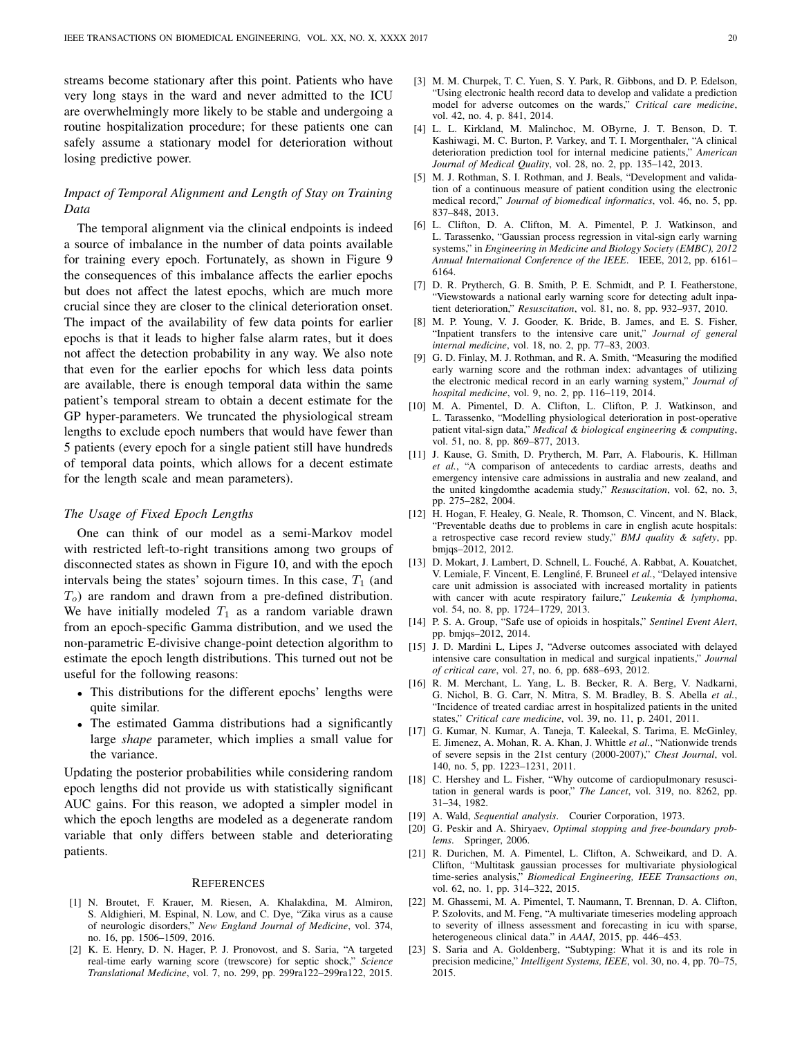streams become stationary after this point. Patients who have very long stays in the ward and never admitted to the ICU are overwhelmingly more likely to be stable and undergoing a routine hospitalization procedure; for these patients one can safely assume a stationary model for deterioration without losing predictive power.

### *Impact of Temporal Alignment and Length of Stay on Training Data*

The temporal alignment via the clinical endpoints is indeed a source of imbalance in the number of data points available for training every epoch. Fortunately, as shown in Figure 9 the consequences of this imbalance affects the earlier epochs but does not affect the latest epochs, which are much more crucial since they are closer to the clinical deterioration onset. The impact of the availability of few data points for earlier epochs is that it leads to higher false alarm rates, but it does not affect the detection probability in any way. We also note that even for the earlier epochs for which less data points are available, there is enough temporal data within the same patient's temporal stream to obtain a decent estimate for the GP hyper-parameters. We truncated the physiological stream lengths to exclude epoch numbers that would have fewer than 5 patients (every epoch for a single patient still have hundreds of temporal data points, which allows for a decent estimate for the length scale and mean parameters).

### *The Usage of Fixed Epoch Lengths*

One can think of our model as a semi-Markov model with restricted left-to-right transitions among two groups of disconnected states as shown in Figure 10, and with the epoch intervals being the states' sojourn times. In this case, $T_1$ (and $T_o$) are random and drawn from a pre-defined distribution. We have initially modeled $T_1$ as a random variable drawn from an epoch-specific Gamma distribution, and we used the non-parametric E-divisive change-point detection algorithm to estimate the epoch length distributions. This turned out not be useful for the following reasons:

- This distributions for the different epochs' lengths were quite similar.
- The estimated Gamma distributions had a significantly large *shape* parameter, which implies a small value for the variance.

Updating the posterior probabilities while considering random epoch lengths did not provide us with statistically significant AUC gains. For this reason, we adopted a simpler model in which the epoch lengths are modeled as a degenerate random variable that only differs between stable and deteriorating patients.

## References

[1] N. Broutet, F. Krauer, M. Riesen, A. Khalakdina, M. Almiron, S. Aldighieri, M. Espinal, N. Low, and C. Dye, "Zika virus as a cause of neurologic disorders," *New England Journal of Medicine*, vol. 374, no. 16, pp. 1506–1509, 2016.

[2] K. E. Henry, D. N. Hager, P. J. Pronovost, and S. Saria, "A targeted real-time early warning score (trewscore) for septic shock," *Science Translational Medicine*, vol. 7, no. 299, pp. 299ra122–299ra122, 2015.

[3] M. M. Churpek, T. C. Yuen, S. Y. Park, R. Gibbons, and D. P. Edelson, "Using electronic health record data to develop and validate a prediction model for adverse outcomes on the wards," *Critical care medicine*, vol. 42, no. 4, p. 841, 2014.

[4] L. L. Kirkland, M. Malinchoc, M. OByrne, J. T. Benson, D. T. Kashiwagi, M. C. Burton, P. Varkey, and T. I. Morgenthaler, "A clinical deterioration prediction tool for internal medicine patients," *American Journal of Medical Quality*, vol. 28, no. 2, pp. 135–142, 2013.

[5] M. J. Rothman, S. I. Rothman, and J. Beals, "Development and validation of a continuous measure of patient condition using the electronic medical record," *Journal of biomedical informatics*, vol. 46, no. 5, pp. 837–848, 2013.

[6] L. Clifton, D. A. Clifton, M. A. Pimentel, P. J. Watkinson, and L. Tarassenko, "Gaussian process regression in vital-sign early warning systems," in *Engineering in Medicine and Biology Society (EMBC), 2012 Annual International Conference of the IEEE*. IEEE, 2012, pp. 6161–6164.

[7] D. R. Prytherch, G. B. Smith, P. E. Schmidt, and P. I. Featherstone, "Viewstowards a national early warning score for detecting adult inpatient deterioration," *Resuscitation*, vol. 81, no. 8, pp. 932–937, 2010.

[8] M. P. Young, V. J. Gooder, K. Bride, B. James, and E. S. Fisher, "Inpatient transfers to the intensive care unit," *Journal of general internal medicine*, vol. 18, no. 2, pp. 77–83, 2003.

[9] G. D. Finlay, M. J. Rothman, and R. A. Smith, "Measuring the modified early warning score and the rothman index: advantages of utilizing the electronic medical record in an early warning system," *Journal of hospital medicine*, vol. 9, no. 2, pp. 116–119, 2014.

[10] M. A. Pimentel, D. A. Clifton, L. Clifton, P. J. Watkinson, and L. Tarassenko, "Modelling physiological deterioration in post-operative patient vital-sign data," *Medical & biological engineering & computing*, vol. 51, no. 8, pp. 869–877, 2013.

[11] J. Kause, G. Smith, D. Prytherch, M. Parr, A. Flabouris, K. Hillman *et al.*, "A comparison of antecedents to cardiac arrests, deaths and emergency intensive care admissions in australia and new zealand, and the united kingdomthe academia study," *Resuscitation*, vol. 62, no. 3, pp. 275–282, 2004.

[12] H. Hogan, F. Healey, G. Neale, R. Thomson, C. Vincent, and N. Black, "Preventable deaths due to problems in care in english acute hospitals: a retrospective case record review study," *BMJ quality & safety*, pp. bmjqs–2012, 2012.

[13] D. Mokart, J. Lambert, D. Schnell, L. Fouché, A. Rabbat, A. Kouatchet, V. Lemiale, F. Vincent, E. Lengliné, F. Bruneel *et al.*, "Delayed intensive care unit admission is associated with increased mortality in patients with cancer with acute respiratory failure," *Leukemia & lymphoma*, vol. 54, no. 8, pp. 1724–1729, 2013.

[14] P. S. A. Group, "Safe use of opioids in hospitals," *Sentinel Event Alert*, pp. bmjqs–2012, 2014.

[15] J. D. Mardini L, Lipes J, "Adverse outcomes associated with delayed intensive care consultation in medical and surgical inpatients," *Journal of critical care*, vol. 27, no. 6, pp. 688–693, 2012.

[16] R. M. Merchant, L. Yang, L. B. Becker, R. A. Berg, V. Nadkarni, G. Nichol, B. G. Carr, N. Mitra, S. M. Bradley, B. S. Abella *et al.*, "Incidence of treated cardiac arrest in hospitalized patients in the united states," *Critical care medicine*, vol. 39, no. 11, p. 2401, 2011.

[17] G. Kumar, N. Kumar, A. Taneja, T. Kaleekal, S. Tarima, E. McGinley, E. Jimenez, A. Mohan, R. A. Khan, J. Whittle *et al.*, "Nationwide trends of severe sepsis in the 21st century (2000-2007)," *Chest Journal*, vol. 140, no. 5, pp. 1223–1231, 2011.

[18] C. Hershey and L. Fisher, "Why outcome of cardiopulmonary resuscitation in general wards is poor," *The Lancet*, vol. 319, no. 8262, pp. 31–34, 1982.

[19] A. Wald, *Sequential analysis*. Courier Corporation, 1973.

[20] G. Peskir and A. Shiryaev, *Optimal stopping and free-boundary problems*. Springer, 2006.

[21] R. Durichen, M. A. Pimentel, L. Clifton, A. Schweikard, and D. A. Clifton, "Multitask gaussian processes for multivariate physiological time-series analysis," *Biomedical Engineering, IEEE Transactions on*, vol. 62, no. 1, pp. 314–322, 2015.

[22] M. Ghassemi, M. A. Pimentel, T. Naumann, T. Brennan, D. A. Clifton, P. Szolovits, and M. Feng, "A multivariate timeseries modeling approach to severity of illness assessment and forecasting in icu with sparse, heterogeneous clinical data." in *AAAI*, 2015, pp. 446–453.

[23] S. Saria and A. Goldenberg, "Subtyping: What it is and its role in precision medicine," *Intelligent Systems, IEEE*, vol. 30, no. 4, pp. 70–75, 2015.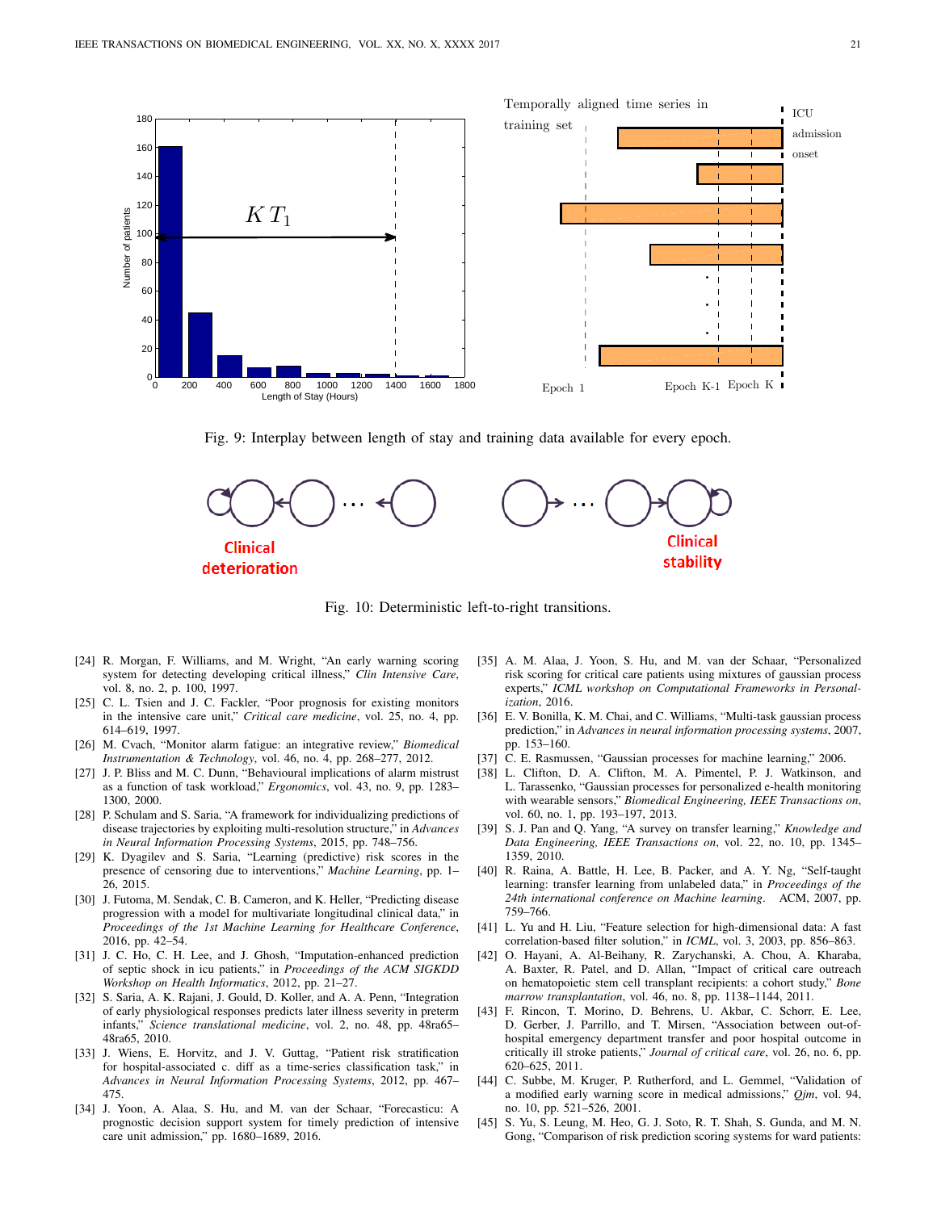Fig. 9: Interplay between length of stay and training data available for every epoch.

Fig. 10: Deterministic left-to-right transitions.

[24] R. Morgan, F. Williams, and M. Wright, "An early warning scoring system for detecting developing critical illness," *Clin Intensive Care*, vol. 8, no. 2, p. 100, 1997.

[25] C. L. Tsien and J. C. Fackler, "Poor prognosis for existing monitors in the intensive care unit," *Critical care medicine*, vol. 25, no. 4, pp. 614–619, 1997.

[26] M. Cvach, "Monitor alarm fatigue: an integrative review," *Biomedical Instrumentation & Technology*, vol. 46, no. 4, pp. 268–277, 2012.

[27] J. P. Bliss and M. C. Dunn, "Behavioural implications of alarm mistrust as a function of task workload," *Ergonomics*, vol. 43, no. 9, pp. 1283–1300, 2000.

[28] P. Schulam and S. Saria, "A framework for individualizing predictions of disease trajectories by exploiting multi-resolution structure," in *Advances in Neural Information Processing Systems*, 2015, pp. 748–756.

[29] K. Dyagilev and S. Saria, "Learning (predictive) risk scores in the presence of censoring due to interventions," *Machine Learning*, pp. 1–26, 2015.

[30] J. Futoma, M. Sendak, C. B. Cameron, and K. Heller, "Predicting disease progression with a model for multivariate longitudinal clinical data," in *Proceedings of the 1st Machine Learning for Healthcare Conference*, 2016, pp. 42–54.

[31] J. C. Ho, C. H. Lee, and J. Ghosh, "Imputation-enhanced prediction of septic shock in icu patients," in *Proceedings of the ACM SIGKDD Workshop on Health Informatics*, 2012, pp. 21–27.

[32] S. Saria, A. K. Rajani, J. Gould, D. Koller, and A. A. Penn, "Integration of early physiological responses predicts later illness severity in preterm infants," *Science translational medicine*, vol. 2, no. 48, pp. 48ra65–48ra65, 2010.

[33] J. Wiens, E. Horvitz, and J. V. Guttag, "Patient risk stratification for hospital-associated c. diff as a time-series classification task," in *Advances in Neural Information Processing Systems*, 2012, pp. 467–475.

[34] J. Yoon, A. Alaa, S. Hu, and M. van der Schaar, "Forecasticu: A prognostic decision support system for timely prediction of intensive care unit admission," pp. 1680–1689, 2016.

[35] A. M. Alaa, J. Yoon, S. Hu, and M. van der Schaar, "Personalized risk scoring for critical care patients using mixtures of gaussian process experts," *ICML workshop on Computational Frameworks in Personalization*, 2016.

[36] E. V. Bonilla, K. M. Chai, and C. Williams, "Multi-task gaussian process prediction," in *Advances in neural information processing systems*, 2007, pp. 153–160.

[37] C. E. Rasmussen, "Gaussian processes for machine learning," 2006.

[38] L. Clifton, D. A. Clifton, M. A. Pimentel, P. J. Watkinson, and L. Tarassenko, "Gaussian processes for personalized e-health monitoring with wearable sensors," *Biomedical Engineering, IEEE Transactions on*, vol. 60, no. 1, pp. 193–197, 2013.

[39] S. J. Pan and Q. Yang, "A survey on transfer learning," *Knowledge and Data Engineering, IEEE Transactions on*, vol. 22, no. 10, pp. 1345–1359, 2010.

[40] R. Raina, A. Battle, H. Lee, B. Packer, and A. Y. Ng, "Self-taught learning: transfer learning from unlabeled data," in *Proceedings of the 24th international conference on Machine learning*. ACM, 2007, pp. 759–766.

[41] L. Yu and H. Liu, "Feature selection for high-dimensional data: A fast correlation-based filter solution," in *ICML*, vol. 3, 2003, pp. 856–863.

[42] O. Hayani, A. Al-Beihany, R. Zarychanski, A. Chou, A. Kharaba, A. Baxter, R. Patel, and D. Allan, "Impact of critical care outreach on hematopoietic stem cell transplant recipients: a cohort study," *Bone marrow transplantation*, vol. 46, no. 8, pp. 1138–1144, 2011.

[43] F. Rincon, T. Morino, D. Behrens, U. Akbar, C. Schorr, E. Lee, D. Gerber, J. Parrillo, and T. Mirsen, "Association between out-of-hospital emergency department transfer and poor hospital outcome in critically ill stroke patients," *Journal of critical care*, vol. 26, no. 6, pp. 620–625, 2011.

[44] C. Subbe, M. Kruger, P. Rutherford, and L. Gemmel, "Validation of a modified early warning score in medical admissions," *Qjm*, vol. 94, no. 10, pp. 521–526, 2001.

[45] S. Yu, S. Leung, M. Heo, G. J. Soto, R. T. Shah, S. Gunda, and M. N. Gong, "Comparison of risk prediction scoring systems for ward patients: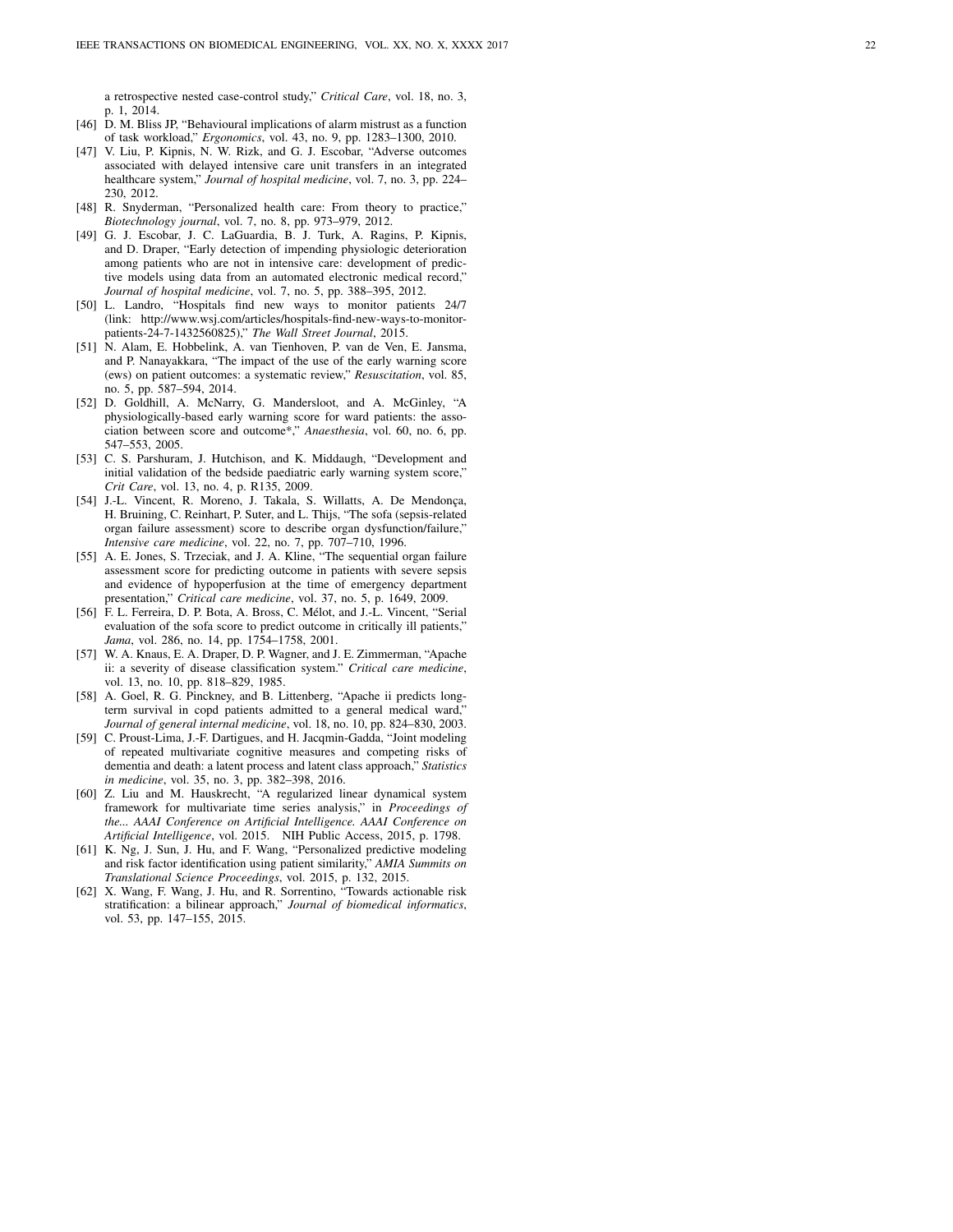a retrospective nested case-control study," *Critical Care*, vol. 18, no. 3, p. 1, 2014.

[46] D. M. Bliss JP, "Behavioural implications of alarm mistrust as a function of task workload," *Ergonomics*, vol. 43, no. 9, pp. 1283–1300, 2010.

[47] V. Liu, P. Kipnis, N. W. Rizk, and G. J. Escobar, "Adverse outcomes associated with delayed intensive care unit transfers in an integrated healthcare system," *Journal of hospital medicine*, vol. 7, no. 3, pp. 224–230, 2012.

[48] R. Snyderman, "Personalized health care: From theory to practice," *Biotechnology journal*, vol. 7, no. 8, pp. 973–979, 2012.

[49] G. J. Escobar, J. C. LaGuardia, B. J. Turk, A. Ragins, P. Kipnis, and D. Draper, "Early detection of impending physiologic deterioration among patients who are not in intensive care: development of predictive models using data from an automated electronic medical record," *Journal of hospital medicine*, vol. 7, no. 5, pp. 388–395, 2012.

[50] L. Landro, "Hospitals find new ways to monitor patients 24/7 (link: http://www.wsj.com/articles/hospitals-find-new-ways-to-monitor-patients-24-7-1432560825)," *The Wall Street Journal*, 2015.

[51] N. Alam, E. Hobbelink, A. van Tienhoven, P. van de Ven, E. Jansma, and P. Nanayakkara, "The impact of the use of the early warning score (ews) on patient outcomes: a systematic review," *Resuscitation*, vol. 85, no. 5, pp. 587–594, 2014.

[52] D. Goldhill, A. McNarry, G. Mandersloot, and A. McGinley, "A physiologically-based early warning score for ward patients: the association between score and outcome*," *Anaesthesia*, vol. 60, no. 6, pp. 547–553, 2005.

[53] C. S. Parshuram, J. Hutchison, and K. Middaugh, "Development and initial validation of the bedside paediatric early warning system score," *Crit Care*, vol. 13, no. 4, p. R135, 2009.

[54] J.-L. Vincent, R. Moreno, J. Takala, S. Willatts, A. De Mendonça, H. Bruining, C. Reinhart, P. Suter, and L. Thijs, "The sofa (sepsis-related organ failure assessment) score to describe organ dysfunction/failure," *Intensive care medicine*, vol. 22, no. 7, pp. 707–710, 1996.

[55] A. E. Jones, S. Trzeciak, and J. A. Kline, "The sequential organ failure assessment score for predicting outcome in patients with severe sepsis and evidence of hypoperfusion at the time of emergency department presentation," *Critical care medicine*, vol. 37, no. 5, p. 1649, 2009.

[56] F. L. Ferreira, D. P. Bota, A. Bross, C. Mélot, and J.-L. Vincent, "Serial evaluation of the sofa score to predict outcome in critically ill patients," *Jama*, vol. 286, no. 14, pp. 1754–1758, 2001.

[57] W. A. Knaus, E. A. Draper, D. P. Wagner, and J. E. Zimmerman, "Apache ii: a severity of disease classification system." *Critical care medicine*, vol. 13, no. 10, pp. 818–829, 1985.

[58] A. Goel, R. G. Pinckney, and B. Littenberg, "Apache ii predicts long-term survival in copd patients admitted to a general medical ward," *Journal of general internal medicine*, vol. 18, no. 10, pp. 824–830, 2003.

[59] C. Proust-Lima, J.-F. Dartigues, and H. Jacqmin-Gadda, "Joint modeling of repeated multivariate cognitive measures and competing risks of dementia and death: a latent process and latent class approach," *Statistics in medicine*, vol. 35, no. 3, pp. 382–398, 2016.

[60] Z. Liu and M. Hauskrecht, "A regularized linear dynamical system framework for multivariate time series analysis," in *Proceedings of the... AAAI Conference on Artificial Intelligence. AAAI Conference on Artificial Intelligence*, vol. 2015. NIH Public Access, 2015, p. 1798.

[61] K. Ng, J. Sun, J. Hu, and F. Wang, "Personalized predictive modeling and risk factor identification using patient similarity," *AMIA Summits on Translational Science Proceedings*, vol. 2015, p. 132, 2015.

[62] X. Wang, F. Wang, J. Hu, and R. Sorrentino, "Towards actionable risk stratification: a bilinear approach," *Journal of biomedical informatics*, vol. 53, pp. 147–155, 2015.